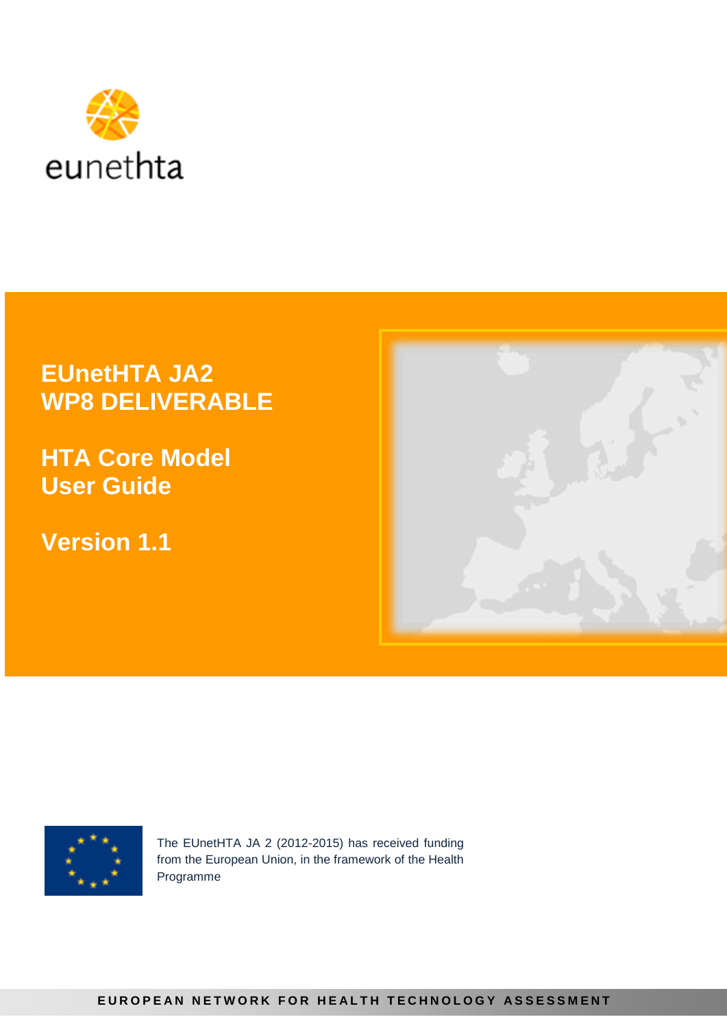eunethta

# EUnetHTA JA2 WP8 DELIVERABLE

## HTA Core Model User Guide

## Version 1.1

The EUnetHTA JA 2 (2012-2015) has received funding from the European Union, in the framework of the Health Programme

EUROPEAN NETWORK FOR HEALTH TECHNOLOGY ASSESSMENT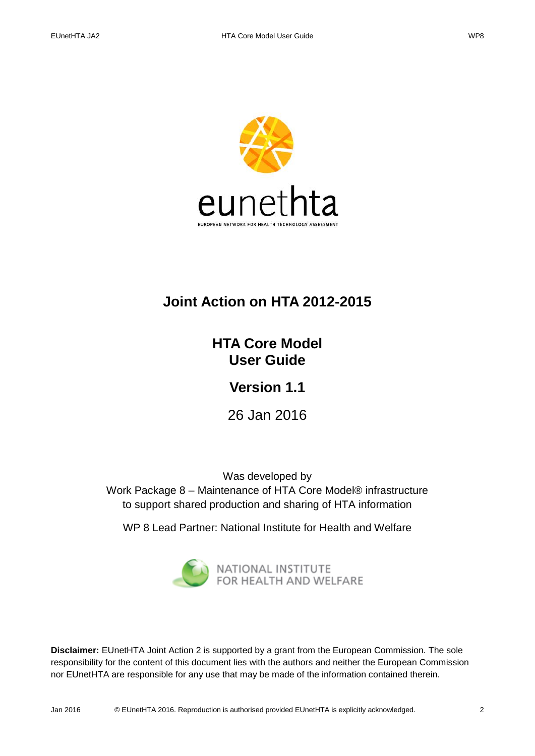# Joint Action on HTA 2012-2015

## HTA Core Model
## User Guide

## Version 1.1

26 Jan 2016

Was developed by
Work Package 8 – Maintenance of HTA Core Model® infrastructure to support shared production and sharing of HTA information

WP 8 Lead Partner: National Institute for Health and Welfare

**Disclaimer:** EUnetHTA Joint Action 2 is supported by a grant from the European Commission. The sole responsibility for the content of this document lies with the authors and neither the European Commission nor EUnetHTA are responsible for any use that may be made of the information contained therein.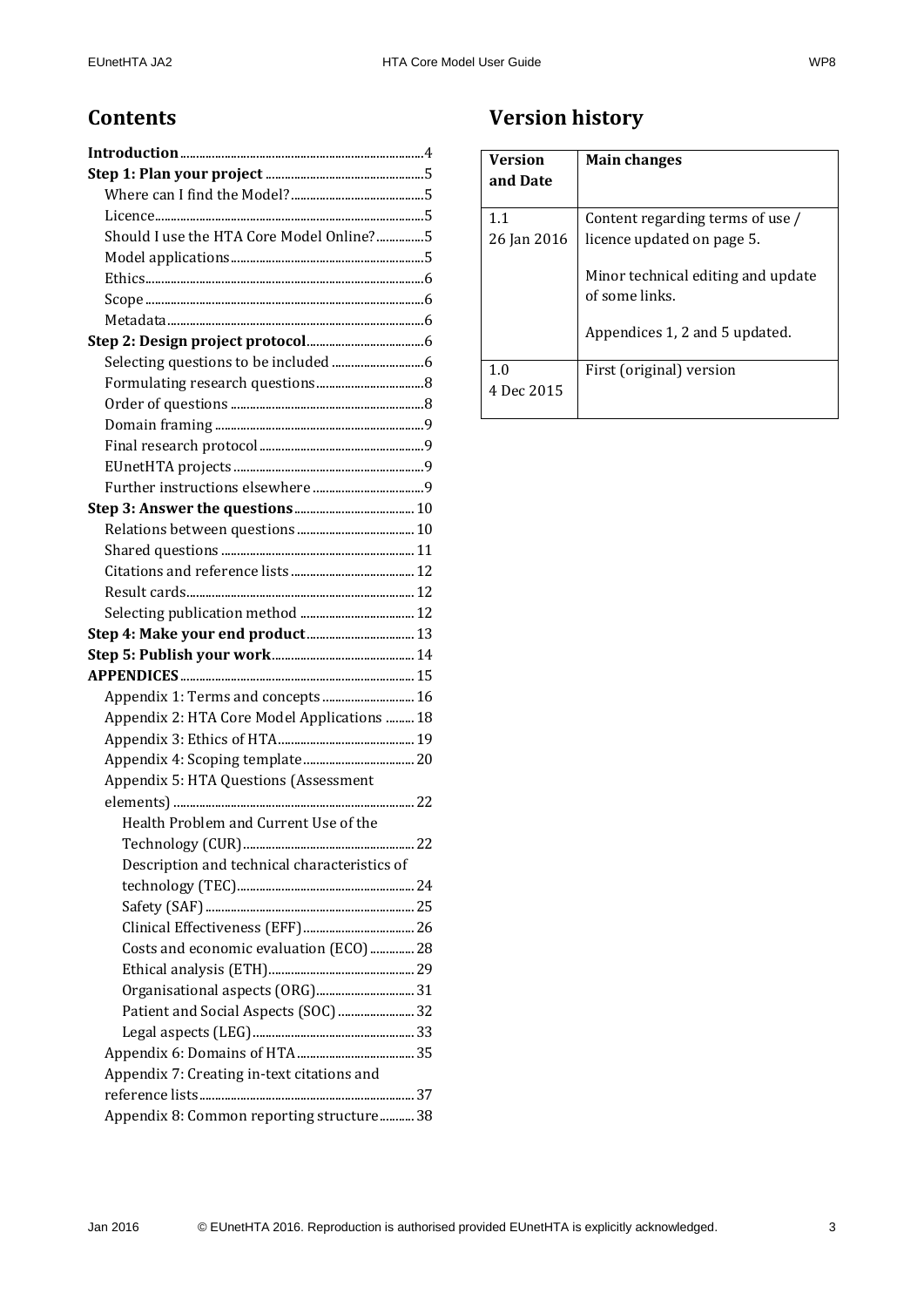## Contents

**Introduction** ..... 4
**Step 1: Plan your project** ..... 5
- Where can I find the Model? ..... 5
- Licence ..... 5
- Should I use the HTA Core Model Online? ..... 5
- Model applications ..... 5
- Ethics ..... 6
- Scope ..... 6
- Metadata ..... 6

**Step 2: Design project protocol** ..... 6
- Selecting questions to be included ..... 6
- Formulating research questions ..... 8
- Order of questions ..... 8
- Domain framing ..... 9
- Final research protocol ..... 9
- EUnetHTA projects ..... 9
- Further instructions elsewhere ..... 9

**Step 3: Answer the questions** ..... 10
- Relations between questions ..... 10
- Shared questions ..... 11
- Citations and reference lists ..... 12
- Result cards ..... 12
- Selecting publication method ..... 12

**Step 4: Make your end product** ..... 13
**Step 5: Publish your work** ..... 14
**APPENDICES** ..... 15
- Appendix 1: Terms and concepts ..... 16
- Appendix 2: HTA Core Model Applications ..... 18
- Appendix 3: Ethics of HTA ..... 19
- Appendix 4: Scoping template ..... 20
- Appendix 5: HTA Questions (Assessment elements) ..... 22
  - Health Problem and Current Use of the Technology (CUR) ..... 22
  - Description and technical characteristics of technology (TEC) ..... 24
  - Safety (SAF) ..... 25
  - Clinical Effectiveness (EFF) ..... 26
  - Costs and economic evaluation (ECO) ..... 28
  - Ethical analysis (ETH) ..... 29
  - Organisational aspects (ORG) ..... 31
  - Patient and Social Aspects (SOC) ..... 32
  - Legal aspects (LEG) ..... 33
- Appendix 6: Domains of HTA ..... 35
- Appendix 7: Creating in-text citations and reference lists ..... 37
- Appendix 8: Common reporting structure ..... 38

## Version history

| Version and Date | Main changes |
|---|---|
| 1.1<br>26 Jan 2016 | Content regarding terms of use / licence updated on page 5.<br><br>Minor technical editing and update of some links.<br><br>Appendices 1, 2 and 5 updated. |
| 1.0<br>4 Dec 2015 | First (original) version |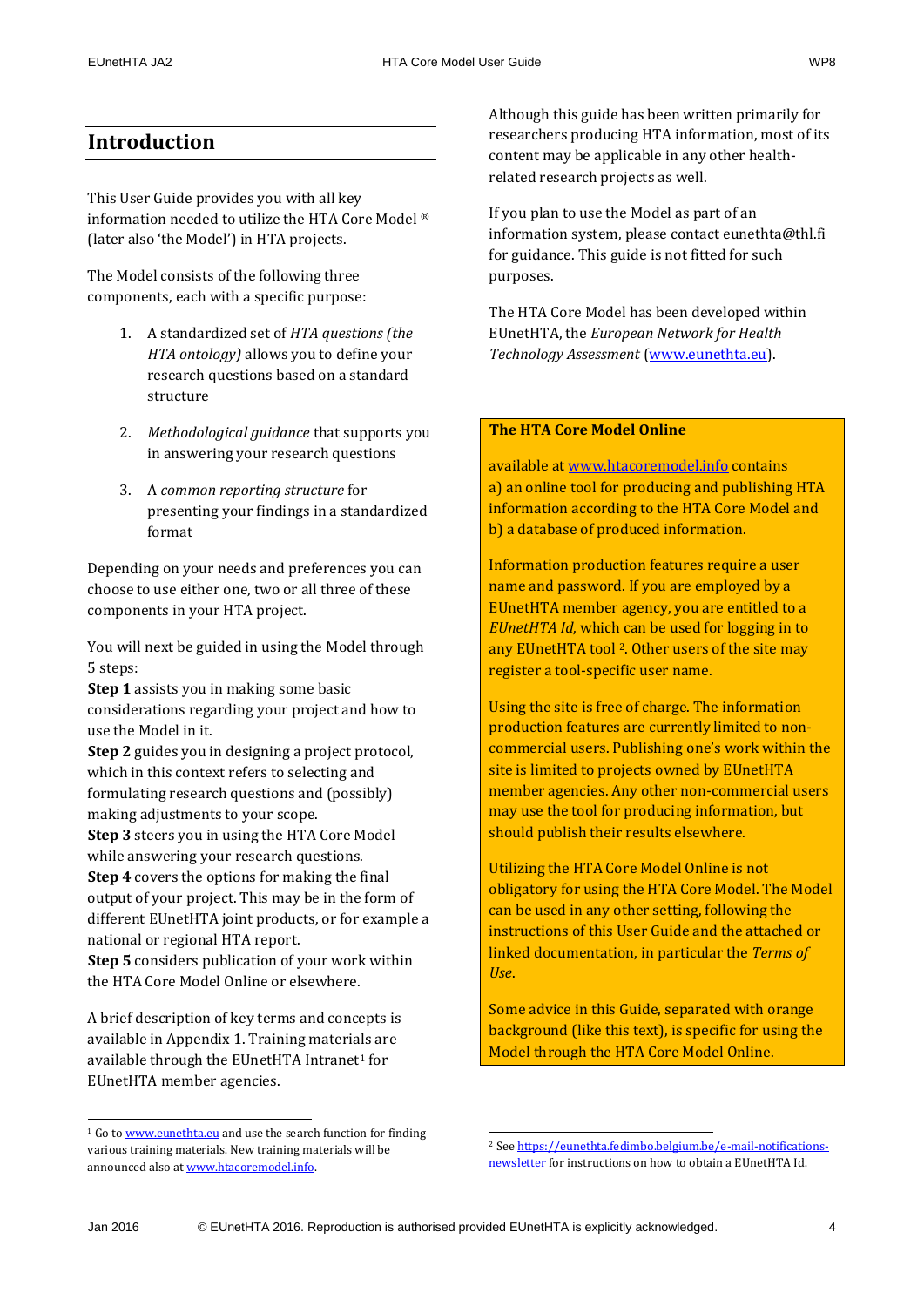# Introduction

This User Guide provides you with all key information needed to utilize the HTA Core Model ® (later also 'the Model') in HTA projects.

The Model consists of the following three components, each with a specific purpose:

1. A standardized set of *HTA questions (the HTA ontology)* allows you to define your research questions based on a standard structure
2. *Methodological guidance* that supports you in answering your research questions
3. A *common reporting structure* for presenting your findings in a standardized format

Depending on your needs and preferences you can choose to use either one, two or all three of these components in your HTA project.

You will next be guided in using the Model through 5 steps:

**Step 1** assists you in making some basic considerations regarding your project and how to use the Model in it.
**Step 2** guides you in designing a project protocol, which in this context refers to selecting and formulating research questions and (possibly) making adjustments to your scope.
**Step 3** steers you in using the HTA Core Model while answering your research questions.
**Step 4** covers the options for making the final output of your project. This may be in the form of different EUnetHTA joint products, or for example a national or regional HTA report.
**Step 5** considers publication of your work within the HTA Core Model Online or elsewhere.

A brief description of key terms and concepts is available in Appendix 1. Training materials are available through the EUnetHTA Intranet[1] for EUnetHTA member agencies.

Although this guide has been written primarily for researchers producing HTA information, most of its content may be applicable in any other health-related research projects as well.

If you plan to use the Model as part of an information system, please contact eunethta@thl.fi for guidance. This guide is not fitted for such purposes.

The HTA Core Model has been developed within EUnetHTA, the *European Network for Health Technology Assessment* (www.eunethta.eu).

**The HTA Core Model Online**

available at www.htacoremodel.info contains
a) an online tool for producing and publishing HTA information according to the HTA Core Model and
b) a database of produced information.

Information production features require a user name and password. If you are employed by a EUnetHTA member agency, you are entitled to a *EUnetHTA Id*, which can be used for logging in to any EUnetHTA tool [2]. Other users of the site may register a tool-specific user name.

Using the site is free of charge. The information production features are currently limited to non-commercial users. Publishing one's work within the site is limited to projects owned by EUnetHTA member agencies. Any other non-commercial users may use the tool for producing information, but should publish their results elsewhere.

Utilizing the HTA Core Model Online is not obligatory for using the HTA Core Model. The Model can be used in any other setting, following the instructions of this User Guide and the attached or linked documentation, in particular the *Terms of Use*.

Some advice in this Guide, separated with orange background (like this text), is specific for using the Model through the HTA Core Model Online.

---

[1] Go to www.eunethta.eu and use the search function for finding various training materials. New training materials will be announced also at www.htacoremodel.info.

[2] See https://eunethta.fedimbo.belgium.be/e-mail-notifications-newsletter for instructions on how to obtain a EUnetHTA Id.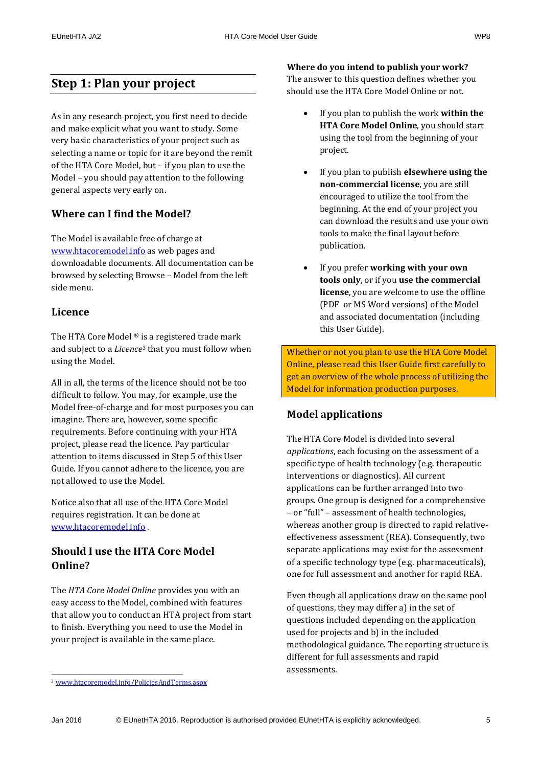## Step 1: Plan your project

As in any research project, you first need to decide and make explicit what you want to study. Some very basic characteristics of your project such as selecting a name or topic for it are beyond the remit of the HTA Core Model, but – if you plan to use the Model – you should pay attention to the following general aspects very early on.

### Where can I find the Model?

The Model is available free of charge at www.htacoremodel.info as web pages and downloadable documents. All documentation can be browsed by selecting Browse – Model from the left side menu.

### Licence

The HTA Core Model ® is a registered trade mark and subject to a *Licence*[3] that you must follow when using the Model.

All in all, the terms of the licence should not be too difficult to follow. You may, for example, use the Model free-of-charge and for most purposes you can imagine. There are, however, some specific requirements. Before continuing with your HTA project, please read the licence. Pay particular attention to items discussed in Step 5 of this User Guide. If you cannot adhere to the licence, you are not allowed to use the Model.

Notice also that all use of the HTA Core Model requires registration. It can be done at www.htacoremodel.info .

### Should I use the HTA Core Model Online?

The *HTA Core Model Online* provides you with an easy access to the Model, combined with features that allow you to conduct an HTA project from start to finish. Everything you need to use the Model in your project is available in the same place.

[3] www.htacoremodel.info/PoliciesAndTerms.aspx

**Where do you intend to publish your work?**
The answer to this question defines whether you should use the HTA Core Model Online or not.

- If you plan to publish the work **within the HTA Core Model Online**, you should start using the tool from the beginning of your project.
- If you plan to publish **elsewhere using the non-commercial license**, you are still encouraged to utilize the tool from the beginning. At the end of your project you can download the results and use your own tools to make the final layout before publication.
- If you prefer **working with your own tools only**, or if you **use the commercial license**, you are welcome to use the offline (PDF or MS Word versions) of the Model and associated documentation (including this User Guide).

Whether or not you plan to use the HTA Core Model Online, please read this User Guide first carefully to get an overview of the whole process of utilizing the Model for information production purposes.

### Model applications

The HTA Core Model is divided into several *applications*, each focusing on the assessment of a specific type of health technology (e.g. therapeutic interventions or diagnostics). All current applications can be further arranged into two groups. One group is designed for a comprehensive – or "full" – assessment of health technologies, whereas another group is directed to rapid relative-effectiveness assessment (REA). Consequently, two separate applications may exist for the assessment of a specific technology type (e.g. pharmaceuticals), one for full assessment and another for rapid REA.

Even though all applications draw on the same pool of questions, they may differ a) in the set of questions included depending on the application used for projects and b) in the included methodological guidance. The reporting structure is different for full assessments and rapid assessments.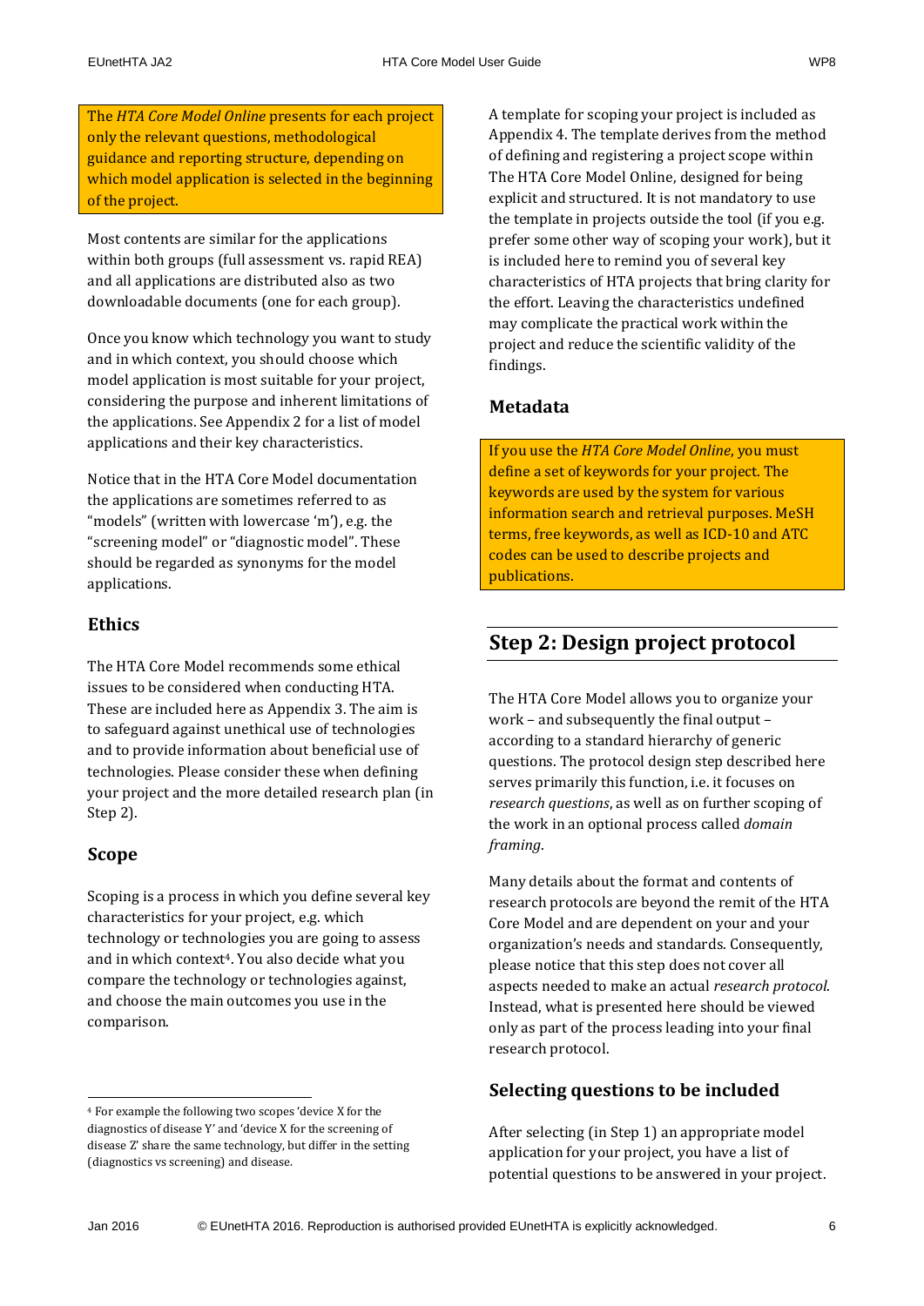The *HTA Core Model Online* presents for each project only the relevant questions, methodological guidance and reporting structure, depending on which model application is selected in the beginning of the project.

Most contents are similar for the applications within both groups (full assessment vs. rapid REA) and all applications are distributed also as two downloadable documents (one for each group).

Once you know which technology you want to study and in which context, you should choose which model application is most suitable for your project, considering the purpose and inherent limitations of the applications. See Appendix 2 for a list of model applications and their key characteristics.

Notice that in the HTA Core Model documentation the applications are sometimes referred to as "models" (written with lowercase 'm'), e.g. the "screening model" or "diagnostic model". These should be regarded as synonyms for the model applications.

### Ethics

The HTA Core Model recommends some ethical issues to be considered when conducting HTA. These are included here as Appendix 3. The aim is to safeguard against unethical use of technologies and to provide information about beneficial use of technologies. Please consider these when defining your project and the more detailed research plan (in Step 2).

### Scope

Scoping is a process in which you define several key characteristics for your project, e.g. which technology or technologies you are going to assess and in which context[4]. You also decide what you compare the technology or technologies against, and choose the main outcomes you use in the comparison.

A template for scoping your project is included as Appendix 4. The template derives from the method of defining and registering a project scope within The HTA Core Model Online, designed for being explicit and structured. It is not mandatory to use the template in projects outside the tool (if you e.g. prefer some other way of scoping your work), but it is included here to remind you of several key characteristics of HTA projects that bring clarity for the effort. Leaving the characteristics undefined may complicate the practical work within the project and reduce the scientific validity of the findings.

### Metadata

If you use the *HTA Core Model Online*, you must define a set of keywords for your project. The keywords are used by the system for various information search and retrieval purposes. MeSH terms, free keywords, as well as ICD-10 and ATC codes can be used to describe projects and publications.

## Step 2: Design project protocol

The HTA Core Model allows you to organize your work – and subsequently the final output – according to a standard hierarchy of generic questions. The protocol design step described here serves primarily this function, i.e. it focuses on *research questions*, as well as on further scoping of the work in an optional process called *domain framing*.

Many details about the format and contents of research protocols are beyond the remit of the HTA Core Model and are dependent on your and your organization's needs and standards. Consequently, please notice that this step does not cover all aspects needed to make an actual *research protocol*. Instead, what is presented here should be viewed only as part of the process leading into your final research protocol.

### Selecting questions to be included

After selecting (in Step 1) an appropriate model application for your project, you have a list of potential questions to be answered in your project.

---

[4] For example the following two scopes 'device X for the diagnostics of disease Y' and 'device X for the screening of disease Z' share the same technology, but differ in the setting (diagnostics vs screening) and disease.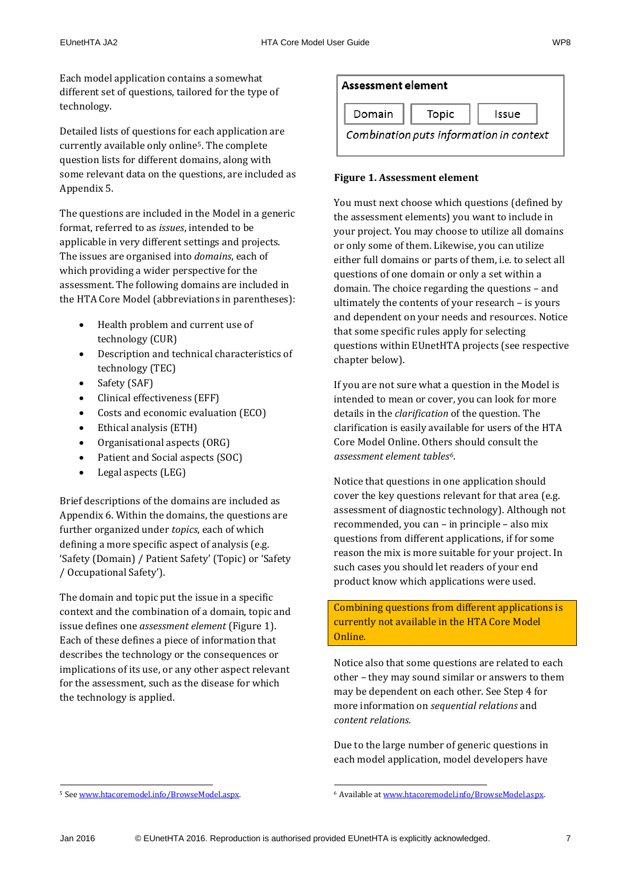Each model application contains a somewhat different set of questions, tailored for the type of technology.

Detailed lists of questions for each application are currently available only online[5]. The complete question lists for different domains, along with some relevant data on the questions, are included as Appendix 5.

The questions are included in the Model in a generic format, referred to as *issues*, intended to be applicable in very different settings and projects. The issues are organised into *domains*, each of which providing a wider perspective for the assessment. The following domains are included in the HTA Core Model (abbreviations in parentheses):

- Health problem and current use of technology (CUR)
- Description and technical characteristics of technology (TEC)
- Safety (SAF)
- Clinical effectiveness (EFF)
- Costs and economic evaluation (ECO)
- Ethical analysis (ETH)
- Organisational aspects (ORG)
- Patient and Social aspects (SOC)
- Legal aspects (LEG)

Brief descriptions of the domains are included as Appendix 6. Within the domains, the questions are further organized under *topics*, each of which defining a more specific aspect of analysis (e.g. 'Safety (Domain) / Patient Safety' (Topic) or 'Safety / Occupational Safety').

The domain and topic put the issue in a specific context and the combination of a domain, topic and issue defines one *assessment element* (Figure 1). Each of these defines a piece of information that describes the technology or the consequences or implications of its use, or any other aspect relevant for the assessment, such as the disease for which the technology is applied.

**Assessment element**

| Domain | Topic | Issue |
|---|---|---|

*Combination puts information in context*

**Figure 1. Assessment element**

You must next choose which questions (defined by the assessment elements) you want to include in your project. You may choose to utilize all domains or only some of them. Likewise, you can utilize either full domains or parts of them, i.e. to select all questions of one domain or only a set within a domain. The choice regarding the questions – and ultimately the contents of your research – is yours and dependent on your needs and resources. Notice that some specific rules apply for selecting questions within EUnetHTA projects (see respective chapter below).

If you are not sure what a question in the Model is intended to mean or cover, you can look for more details in the *clarification* of the question. The clarification is easily available for users of the HTA Core Model Online. Others should consult the *assessment element tables*[6].

Notice that questions in one application should cover the key questions relevant for that area (e.g. assessment of diagnostic technology). Although not recommended, you can – in principle – also mix questions from different applications, if for some reason the mix is more suitable for your project. In such cases you should let readers of your end product know which applications were used.

> Combining questions from different applications is currently not available in the HTA Core Model Online.

Notice also that some questions are related to each other – they may sound similar or answers to them may be dependent on each other. See Step 4 for more information on *sequential relations* and *content relations*.

Due to the large number of generic questions in each model application, model developers have

---

[5] See www.htacoremodel.info/BrowseModel.aspx.

[6] Available at www.htacoremodel.info/BrowseModel.aspx.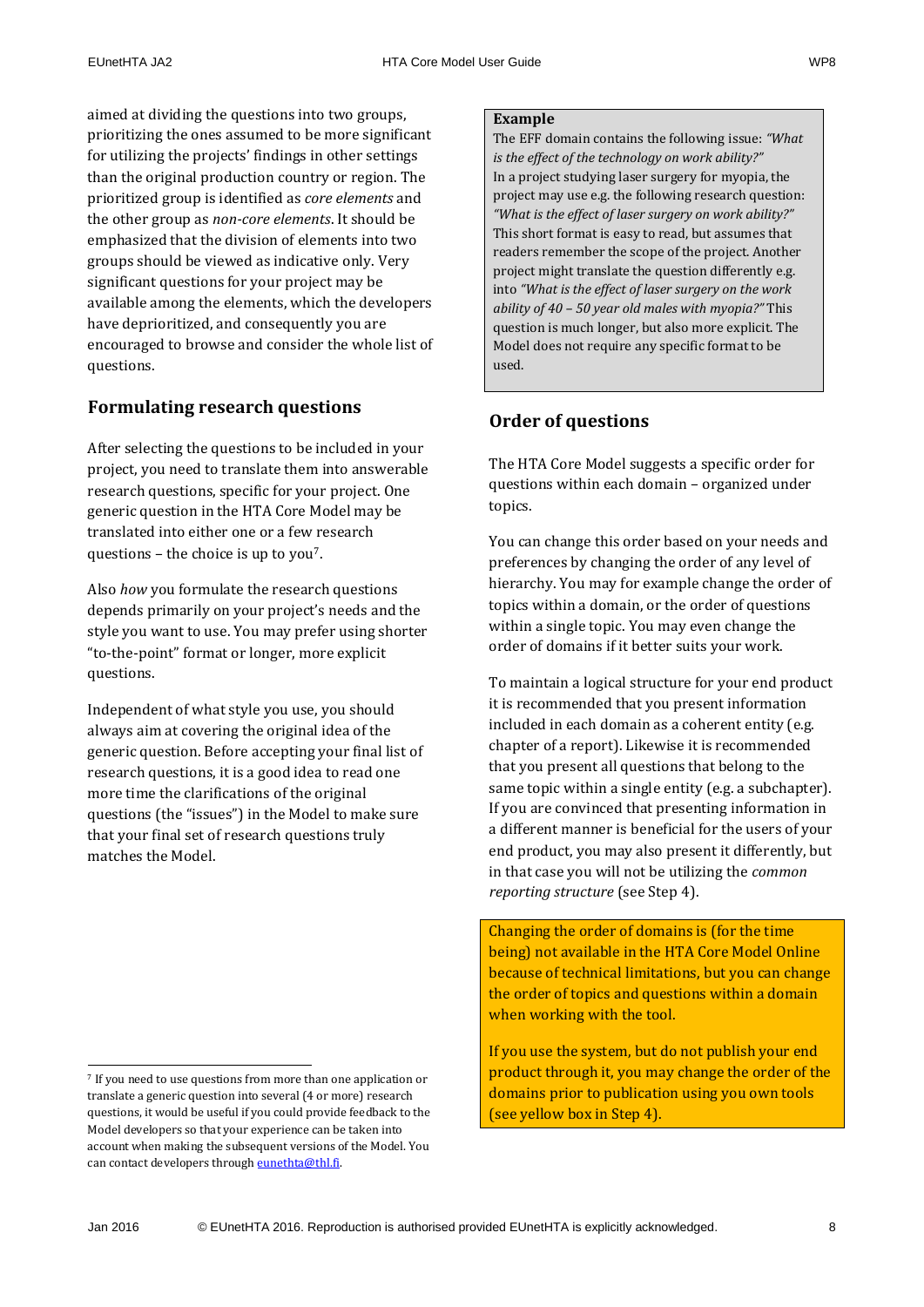aimed at dividing the questions into two groups, prioritizing the ones assumed to be more significant for utilizing the projects' findings in other settings than the original production country or region. The prioritized group is identified as *core elements* and the other group as *non-core elements*. It should be emphasized that the division of elements into two groups should be viewed as indicative only. Very significant questions for your project may be available among the elements, which the developers have deprioritized, and consequently you are encouraged to browse and consider the whole list of questions.

## Formulating research questions

After selecting the questions to be included in your project, you need to translate them into answerable research questions, specific for your project. One generic question in the HTA Core Model may be translated into either one or a few research questions – the choice is up to you[7].

Also *how* you formulate the research questions depends primarily on your project's needs and the style you want to use. You may prefer using shorter "to-the-point" format or longer, more explicit questions.

Independent of what style you use, you should always aim at covering the original idea of the generic question. Before accepting your final list of research questions, it is a good idea to read one more time the clarifications of the original questions (the "issues") in the Model to make sure that your final set of research questions truly matches the Model.

> **Example**
> The EFF domain contains the following issue: *"What is the effect of the technology on work ability?"*
> In a project studying laser surgery for myopia, the project may use e.g. the following research question: *"What is the effect of laser surgery on work ability?"* This short format is easy to read, but assumes that readers remember the scope of the project. Another project might translate the question differently e.g. into *"What is the effect of laser surgery on the work ability of 40 – 50 year old males with myopia?"* This question is much longer, but also more explicit. The Model does not require any specific format to be used.

## Order of questions

The HTA Core Model suggests a specific order for questions within each domain – organized under topics.

You can change this order based on your needs and preferences by changing the order of any level of hierarchy. You may for example change the order of topics within a domain, or the order of questions within a single topic. You may even change the order of domains if it better suits your work.

To maintain a logical structure for your end product it is recommended that you present information included in each domain as a coherent entity (e.g. chapter of a report). Likewise it is recommended that you present all questions that belong to the same topic within a single entity (e.g. a subchapter). If you are convinced that presenting information in a different manner is beneficial for the users of your end product, you may also present it differently, but in that case you will not be utilizing the *common reporting structure* (see Step 4).

> Changing the order of domains is (for the time being) not available in the HTA Core Model Online because of technical limitations, but you can change the order of topics and questions within a domain when working with the tool.
>
> If you use the system, but do not publish your end product through it, you may change the order of the domains prior to publication using you own tools (see yellow box in Step 4).

---

[7] If you need to use questions from more than one application or translate a generic question into several (4 or more) research questions, it would be useful if you could provide feedback to the Model developers so that your experience can be taken into account when making the subsequent versions of the Model. You can contact developers through eunethta@thl.fi.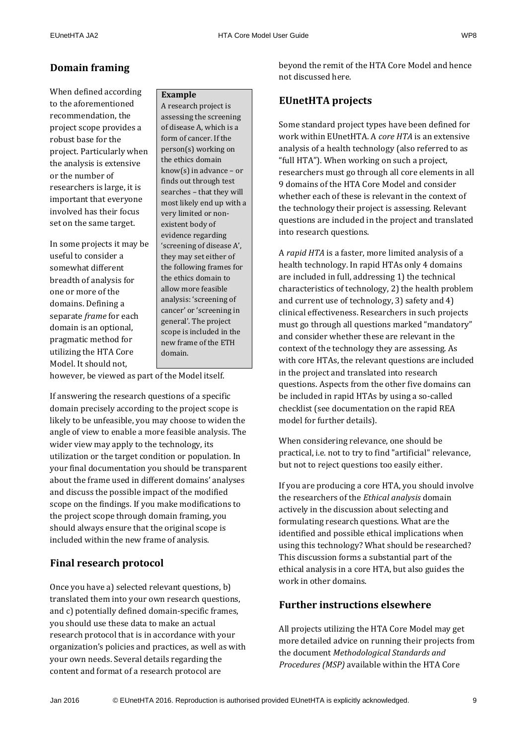## Domain framing

When defined according to the aforementioned recommendation, the project scope provides a robust base for the project. Particularly when the analysis is extensive or the number of researchers is large, it is important that everyone involved has their focus set on the same target.

In some projects it may be useful to consider a somewhat different breadth of analysis for one or more of the domains. Defining a separate *frame* for each domain is an optional, pragmatic method for utilizing the HTA Core Model. It should not, however, be viewed as part of the Model itself.

> **Example**
>
> A research project is assessing the screening of disease A, which is a form of cancer. If the person(s) working on the ethics domain know(s) in advance – or finds out through test searches – that they will most likely end up with a very limited or non-existent body of evidence regarding 'screening of disease A', they may set either of the following frames for the ethics domain to allow more feasible analysis: 'screening of cancer' or 'screening in general'. The project scope is included in the new frame of the ETH domain.

If answering the research questions of a specific domain precisely according to the project scope is likely to be unfeasible, you may choose to widen the angle of view to enable a more feasible analysis. The wider view may apply to the technology, its utilization or the target condition or population. In your final documentation you should be transparent about the frame used in different domains' analyses and discuss the possible impact of the modified scope on the findings. If you make modifications to the project scope through domain framing, you should always ensure that the original scope is included within the new frame of analysis.

## Final research protocol

Once you have a) selected relevant questions, b) translated them into your own research questions, and c) potentially defined domain-specific frames, you should use these data to make an actual research protocol that is in accordance with your organization's policies and practices, as well as with your own needs. Several details regarding the content and format of a research protocol are beyond the remit of the HTA Core Model and hence not discussed here.

## EUnetHTA projects

Some standard project types have been defined for work within EUnetHTA. A *core HTA* is an extensive analysis of a health technology (also referred to as "full HTA"). When working on such a project, researchers must go through all core elements in all 9 domains of the HTA Core Model and consider whether each of these is relevant in the context of the technology their project is assessing. Relevant questions are included in the project and translated into research questions.

A *rapid HTA* is a faster, more limited analysis of a health technology. In rapid HTAs only 4 domains are included in full, addressing 1) the technical characteristics of technology, 2) the health problem and current use of technology, 3) safety and 4) clinical effectiveness. Researchers in such projects must go through all questions marked "mandatory" and consider whether these are relevant in the context of the technology they are assessing. As with core HTAs, the relevant questions are included in the project and translated into research questions. Aspects from the other five domains can be included in rapid HTAs by using a so-called checklist (see documentation on the rapid REA model for further details).

When considering relevance, one should be practical, i.e. not to try to find "artificial" relevance, but not to reject questions too easily either.

If you are producing a core HTA, you should involve the researchers of the *Ethical analysis* domain actively in the discussion about selecting and formulating research questions. What are the identified and possible ethical implications when using this technology? What should be researched? This discussion forms a substantial part of the ethical analysis in a core HTA, but also guides the work in other domains.

## Further instructions elsewhere

All projects utilizing the HTA Core Model may get more detailed advice on running their projects from the document *Methodological Standards and Procedures (MSP)* available within the HTA Core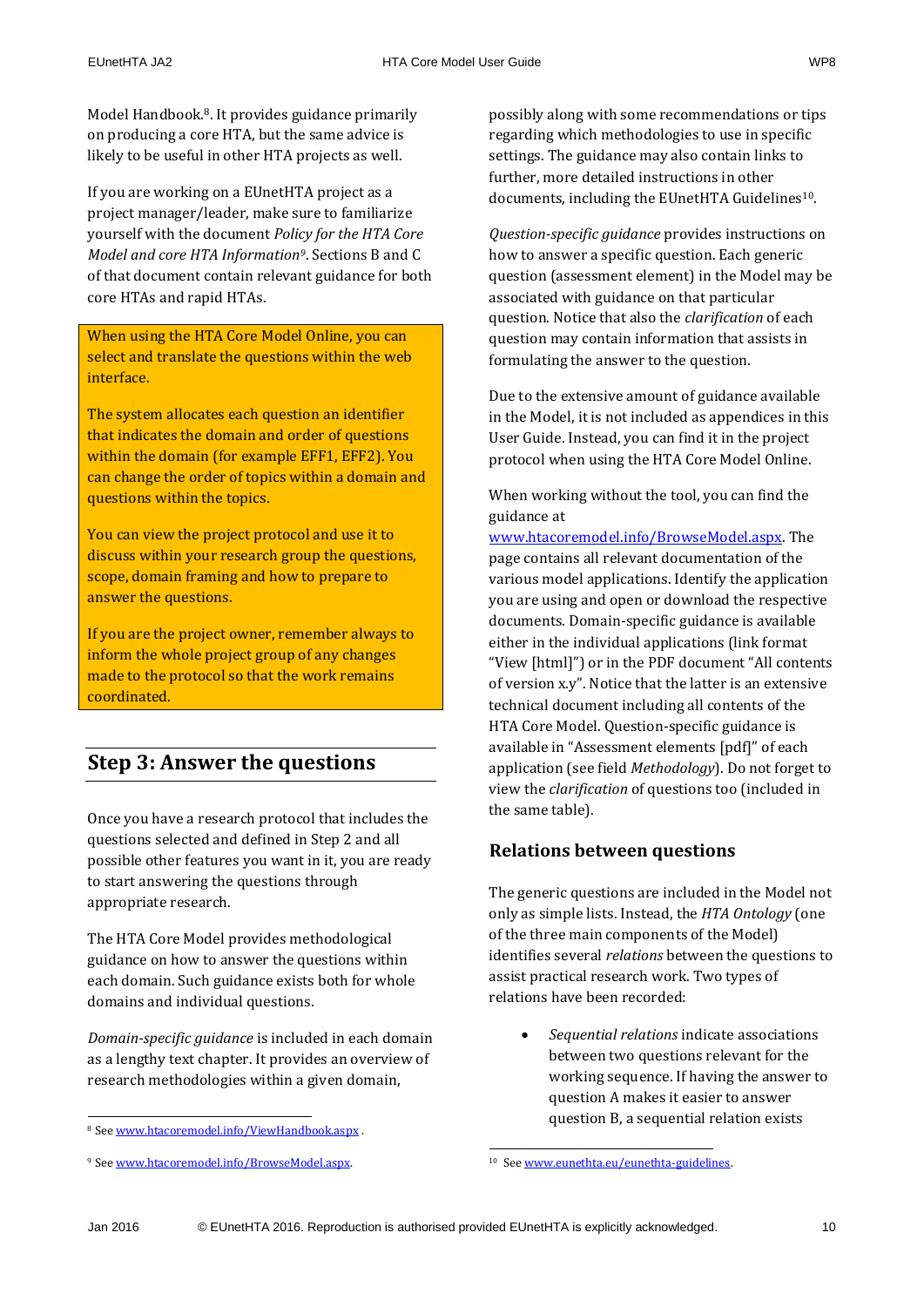Model Handbook.[8]. It provides guidance primarily on producing a core HTA, but the same advice is likely to be useful in other HTA projects as well.

If you are working on a EUnetHTA project as a project manager/leader, make sure to familiarize yourself with the document *Policy for the HTA Core Model and core HTA Information*[9]. Sections B and C of that document contain relevant guidance for both core HTAs and rapid HTAs.

> When using the HTA Core Model Online, you can select and translate the questions within the web interface.
>
> The system allocates each question an identifier that indicates the domain and order of questions within the domain (for example EFF1, EFF2). You can change the order of topics within a domain and questions within the topics.
>
> You can view the project protocol and use it to discuss within your research group the questions, scope, domain framing and how to prepare to answer the questions.
>
> If you are the project owner, remember always to inform the whole project group of any changes made to the protocol so that the work remains coordinated.

## Step 3: Answer the questions

Once you have a research protocol that includes the questions selected and defined in Step 2 and all possible other features you want in it, you are ready to start answering the questions through appropriate research.

The HTA Core Model provides methodological guidance on how to answer the questions within each domain. Such guidance exists both for whole domains and individual questions.

*Domain-specific guidance* is included in each domain as a lengthy text chapter. It provides an overview of research methodologies within a given domain, possibly along with some recommendations or tips regarding which methodologies to use in specific settings. The guidance may also contain links to further, more detailed instructions in other documents, including the EUnetHTA Guidelines[10].

*Question-specific guidance* provides instructions on how to answer a specific question. Each generic question (assessment element) in the Model may be associated with guidance on that particular question. Notice that also the *clarification* of each question may contain information that assists in formulating the answer to the question.

Due to the extensive amount of guidance available in the Model, it is not included as appendices in this User Guide. Instead, you can find it in the project protocol when using the HTA Core Model Online.

When working without the tool, you can find the guidance at www.htacoremodel.info/BrowseModel.aspx. The page contains all relevant documentation of the various model applications. Identify the application you are using and open or download the respective documents. Domain-specific guidance is available either in the individual applications (link format "View [html]") or in the PDF document "All contents of version x.y". Notice that the latter is an extensive technical document including all contents of the HTA Core Model. Question-specific guidance is available in "Assessment elements [pdf]" of each application (see field *Methodology*). Do not forget to view the *clarification* of questions too (included in the same table).

### Relations between questions

The generic questions are included in the Model not only as simple lists. Instead, the *HTA Ontology* (one of the three main components of the Model) identifies several *relations* between the questions to assist practical research work. Two types of relations have been recorded:

- *Sequential relations* indicate associations between two questions relevant for the working sequence. If having the answer to question A makes it easier to answer question B, a sequential relation exists

---

[8] See www.htacoremodel.info/ViewHandbook.aspx .

[9] See www.htacoremodel.info/BrowseModel.aspx.

[10] See www.eunethta.eu/eunethta-guidelines.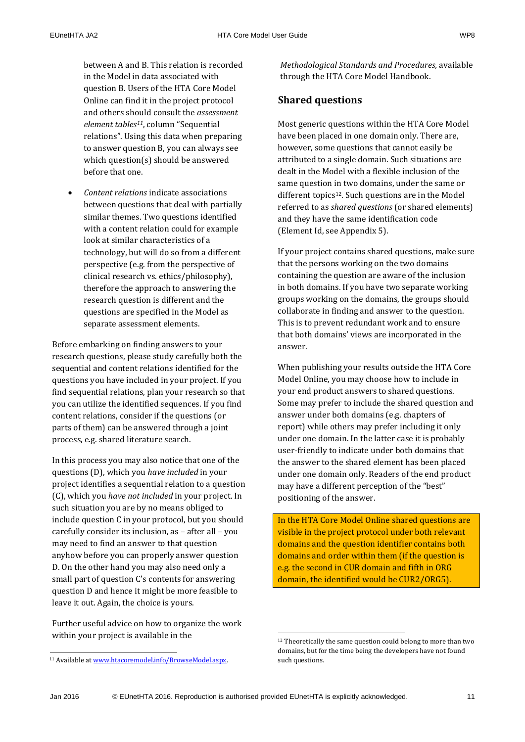between A and B. This relation is recorded in the Model in data associated with question B. Users of the HTA Core Model Online can find it in the project protocol and others should consult the *assessment element tables*[11], column "Sequential relations". Using this data when preparing to answer question B, you can always see which question(s) should be answered before that one.

- *Content relations* indicate associations between questions that deal with partially similar themes. Two questions identified with a content relation could for example look at similar characteristics of a technology, but will do so from a different perspective (e.g. from the perspective of clinical research vs. ethics/philosophy), therefore the approach to answering the research question is different and the questions are specified in the Model as separate assessment elements.

Before embarking on finding answers to your research questions, please study carefully both the sequential and content relations identified for the questions you have included in your project. If you find sequential relations, plan your research so that you can utilize the identified sequences. If you find content relations, consider if the questions (or parts of them) can be answered through a joint process, e.g. shared literature search.

In this process you may also notice that one of the questions (D), which you *have included* in your project identifies a sequential relation to a question (C), which you *have not included* in your project. In such situation you are by no means obliged to include question C in your protocol, but you should carefully consider its inclusion, as – after all – you may need to find an answer to that question anyhow before you can properly answer question D. On the other hand you may also need only a small part of question C's contents for answering question D and hence it might be more feasible to leave it out. Again, the choice is yours.

Further useful advice on how to organize the work within your project is available in the *Methodological Standards and Procedures,* available through the HTA Core Model Handbook.

## Shared questions

Most generic questions within the HTA Core Model have been placed in one domain only. There are, however, some questions that cannot easily be attributed to a single domain. Such situations are dealt in the Model with a flexible inclusion of the same question in two domains, under the same or different topics[12]. Such questions are in the Model referred to as *shared questions* (or shared elements) and they have the same identification code (Element Id, see Appendix 5).

If your project contains shared questions, make sure that the persons working on the two domains containing the question are aware of the inclusion in both domains. If you have two separate working groups working on the domains, the groups should collaborate in finding and answer to the question. This is to prevent redundant work and to ensure that both domains' views are incorporated in the answer.

When publishing your results outside the HTA Core Model Online, you may choose how to include in your end product answers to shared questions. Some may prefer to include the shared question and answer under both domains (e.g. chapters of report) while others may prefer including it only under one domain. In the latter case it is probably user-friendly to indicate under both domains that the answer to the shared element has been placed under one domain only. Readers of the end product may have a different perception of the "best" positioning of the answer.

> In the HTA Core Model Online shared questions are visible in the project protocol under both relevant domains and the question identifier contains both domains and order within them (if the question is e.g. the second in CUR domain and fifth in ORG domain, the identified would be CUR2/ORG5).

[11] Available at www.htacoremodel.info/BrowseModel.aspx.

[12] Theoretically the same question could belong to more than two domains, but for the time being the developers have not found such questions.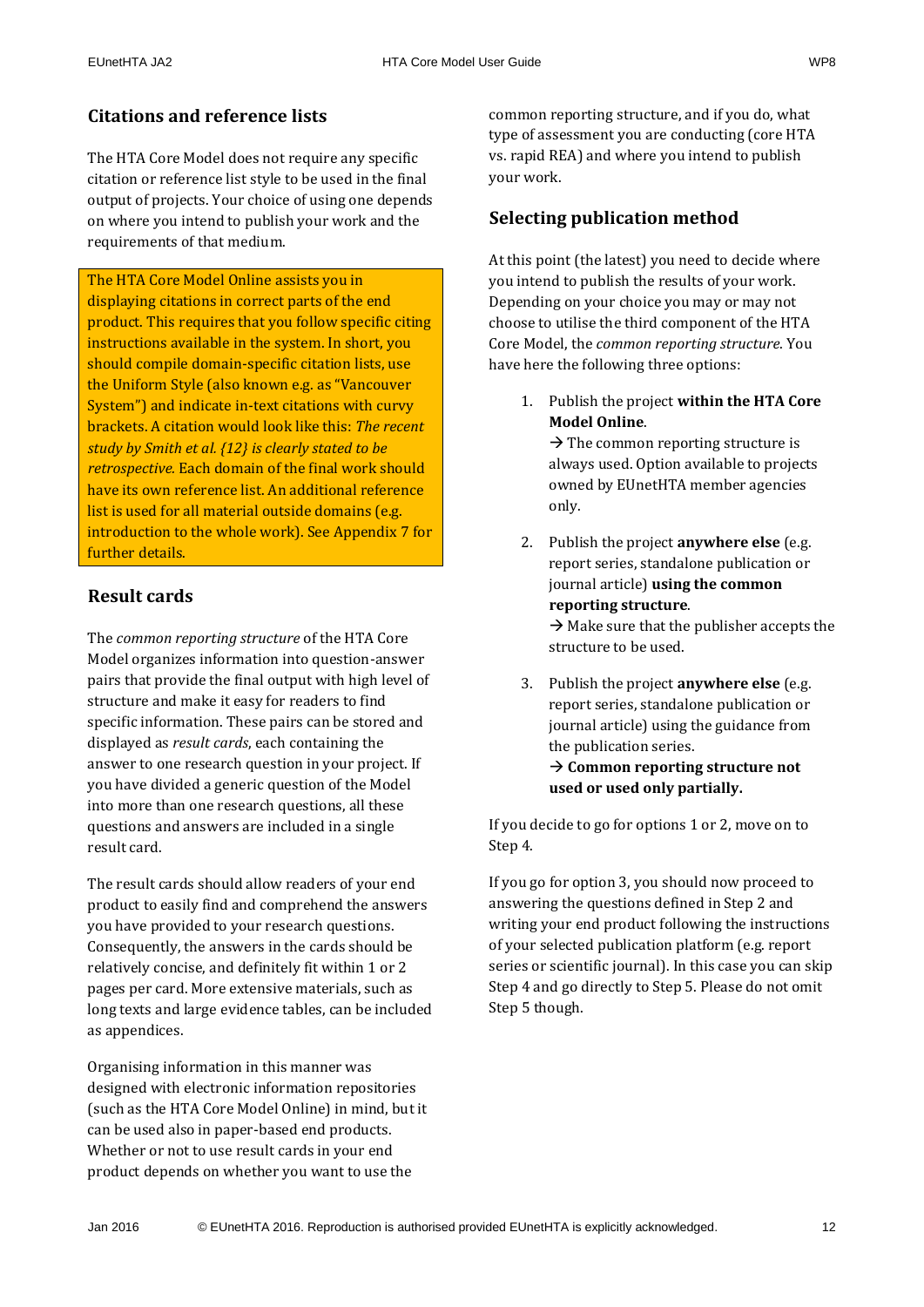## Citations and reference lists

The HTA Core Model does not require any specific citation or reference list style to be used in the final output of projects. Your choice of using one depends on where you intend to publish your work and the requirements of that medium.

> The HTA Core Model Online assists you in displaying citations in correct parts of the end product. This requires that you follow specific citing instructions available in the system. In short, you should compile domain-specific citation lists, use the Uniform Style (also known e.g. as "Vancouver System") and indicate in-text citations with curvy brackets. A citation would look like this: *The recent study by Smith et al. {12} is clearly stated to be retrospective.* Each domain of the final work should have its own reference list. An additional reference list is used for all material outside domains (e.g. introduction to the whole work). See Appendix 7 for further details.

## Result cards

The *common reporting structure* of the HTA Core Model organizes information into question-answer pairs that provide the final output with high level of structure and make it easy for readers to find specific information. These pairs can be stored and displayed as *result cards*, each containing the answer to one research question in your project. If you have divided a generic question of the Model into more than one research questions, all these questions and answers are included in a single result card.

The result cards should allow readers of your end product to easily find and comprehend the answers you have provided to your research questions. Consequently, the answers in the cards should be relatively concise, and definitely fit within 1 or 2 pages per card. More extensive materials, such as long texts and large evidence tables, can be included as appendices.

Organising information in this manner was designed with electronic information repositories (such as the HTA Core Model Online) in mind, but it can be used also in paper-based end products. Whether or not to use result cards in your end product depends on whether you want to use the common reporting structure, and if you do, what type of assessment you are conducting (core HTA vs. rapid REA) and where you intend to publish your work.

## Selecting publication method

At this point (the latest) you need to decide where you intend to publish the results of your work. Depending on your choice you may or may not choose to utilise the third component of the HTA Core Model, the *common reporting structure*. You have here the following three options:

1. Publish the project **within the HTA Core Model Online**.
   → The common reporting structure is always used. Option available to projects owned by EUnetHTA member agencies only.

2. Publish the project **anywhere else** (e.g. report series, standalone publication or journal article) **using the common reporting structure**.
   → Make sure that the publisher accepts the structure to be used.

3. Publish the project **anywhere else** (e.g. report series, standalone publication or journal article) using the guidance from the publication series.
   → **Common reporting structure not used or used only partially.**

If you decide to go for options 1 or 2, move on to Step 4.

If you go for option 3, you should now proceed to answering the questions defined in Step 2 and writing your end product following the instructions of your selected publication platform (e.g. report series or scientific journal). In this case you can skip Step 4 and go directly to Step 5. Please do not omit Step 5 though.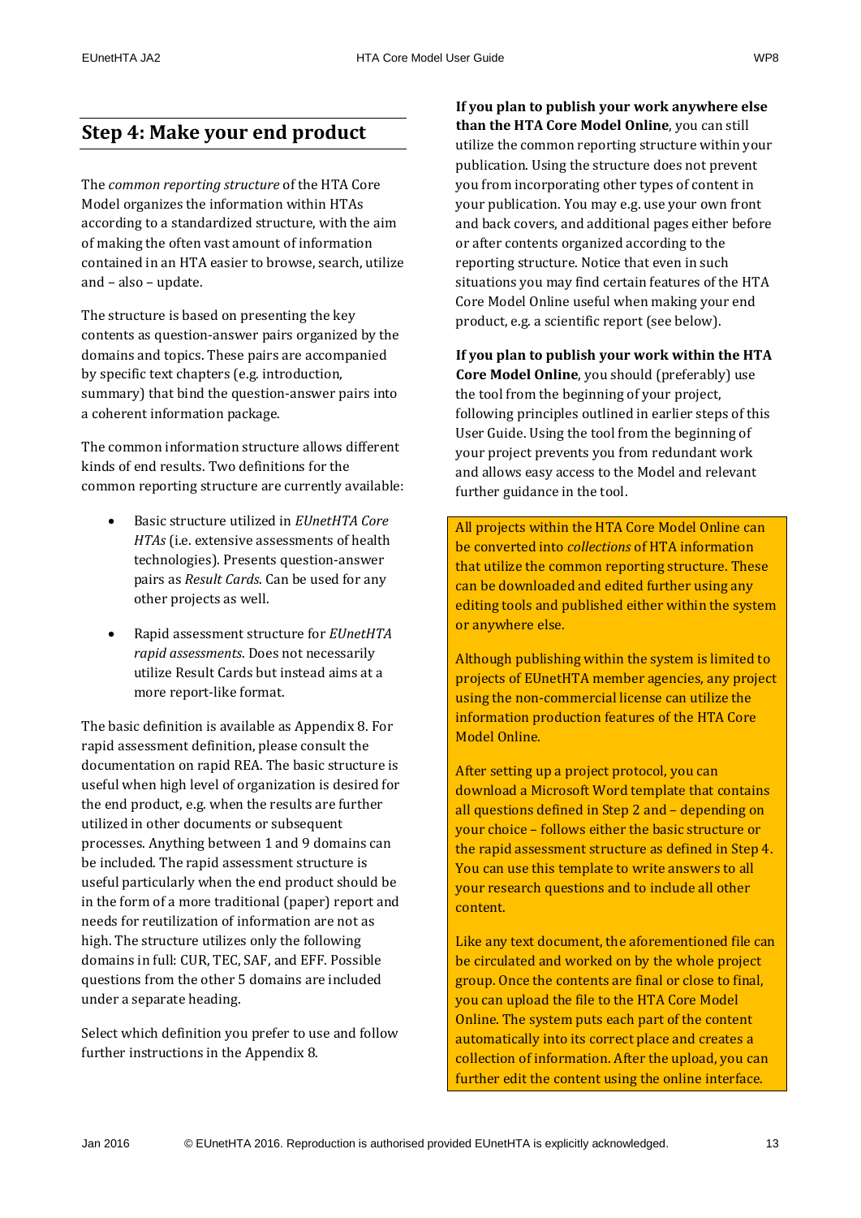## Step 4: Make your end product

The *common reporting structure* of the HTA Core Model organizes the information within HTAs according to a standardized structure, with the aim of making the often vast amount of information contained in an HTA easier to browse, search, utilize and – also – update.

The structure is based on presenting the key contents as question-answer pairs organized by the domains and topics. These pairs are accompanied by specific text chapters (e.g. introduction, summary) that bind the question-answer pairs into a coherent information package.

The common information structure allows different kinds of end results. Two definitions for the common reporting structure are currently available:

- Basic structure utilized in *EUnetHTA Core HTAs* (i.e. extensive assessments of health technologies). Presents question-answer pairs as *Result Cards*. Can be used for any other projects as well.
- Rapid assessment structure for *EUnetHTA rapid assessments*. Does not necessarily utilize Result Cards but instead aims at a more report-like format.

The basic definition is available as Appendix 8. For rapid assessment definition, please consult the documentation on rapid REA. The basic structure is useful when high level of organization is desired for the end product, e.g. when the results are further utilized in other documents or subsequent processes. Anything between 1 and 9 domains can be included. The rapid assessment structure is useful particularly when the end product should be in the form of a more traditional (paper) report and needs for reutilization of information are not as high. The structure utilizes only the following domains in full: CUR, TEC, SAF, and EFF. Possible questions from the other 5 domains are included under a separate heading.

Select which definition you prefer to use and follow further instructions in the Appendix 8.

**If you plan to publish your work anywhere else than the HTA Core Model Online**, you can still utilize the common reporting structure within your publication. Using the structure does not prevent you from incorporating other types of content in your publication. You may e.g. use your own front and back covers, and additional pages either before or after contents organized according to the reporting structure. Notice that even in such situations you may find certain features of the HTA Core Model Online useful when making your end product, e.g. a scientific report (see below).

**If you plan to publish your work within the HTA Core Model Online**, you should (preferably) use the tool from the beginning of your project, following principles outlined in earlier steps of this User Guide. Using the tool from the beginning of your project prevents you from redundant work and allows easy access to the Model and relevant further guidance in the tool.

All projects within the HTA Core Model Online can be converted into *collections* of HTA information that utilize the common reporting structure. These can be downloaded and edited further using any editing tools and published either within the system or anywhere else.

Although publishing within the system is limited to projects of EUnetHTA member agencies, any project using the non-commercial license can utilize the information production features of the HTA Core Model Online.

After setting up a project protocol, you can download a Microsoft Word template that contains all questions defined in Step 2 and – depending on your choice – follows either the basic structure or the rapid assessment structure as defined in Step 4. You can use this template to write answers to all your research questions and to include all other content.

Like any text document, the aforementioned file can be circulated and worked on by the whole project group. Once the contents are final or close to final, you can upload the file to the HTA Core Model Online. The system puts each part of the content automatically into its correct place and creates a collection of information. After the upload, you can further edit the content using the online interface.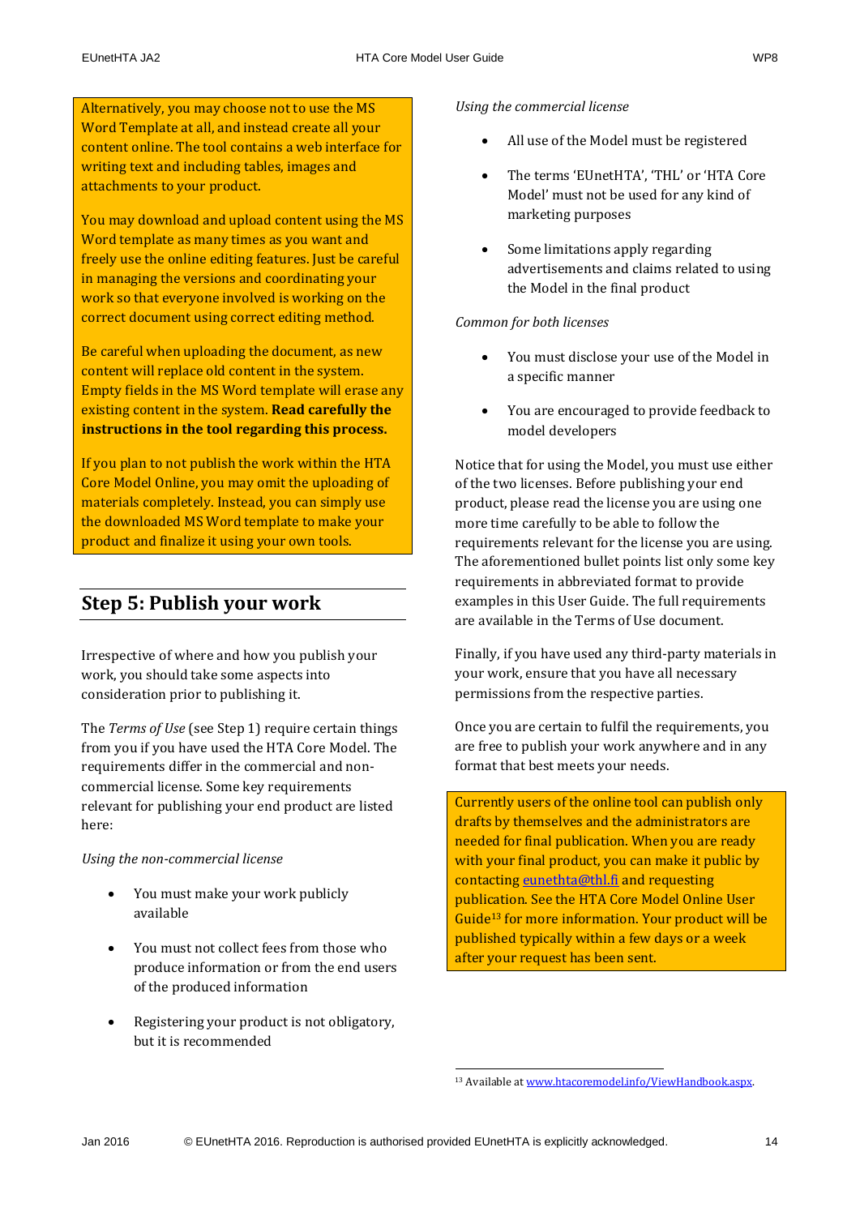Alternatively, you may choose not to use the MS Word Template at all, and instead create all your content online. The tool contains a web interface for writing text and including tables, images and attachments to your product.

You may download and upload content using the MS Word template as many times as you want and freely use the online editing features. Just be careful in managing the versions and coordinating your work so that everyone involved is working on the correct document using correct editing method.

Be careful when uploading the document, as new content will replace old content in the system. Empty fields in the MS Word template will erase any existing content in the system. **Read carefully the instructions in the tool regarding this process.**

If you plan to not publish the work within the HTA Core Model Online, you may omit the uploading of materials completely. Instead, you can simply use the downloaded MS Word template to make your product and finalize it using your own tools.

## Step 5: Publish your work

Irrespective of where and how you publish your work, you should take some aspects into consideration prior to publishing it.

The *Terms of Use* (see Step 1) require certain things from you if you have used the HTA Core Model. The requirements differ in the commercial and non-commercial license. Some key requirements relevant for publishing your end product are listed here:

*Using the non-commercial license*

- You must make your work publicly available
- You must not collect fees from those who produce information or from the end users of the produced information
- Registering your product is not obligatory, but it is recommended

*Using the commercial license*

- All use of the Model must be registered
- The terms 'EUnetHTA', 'THL' or 'HTA Core Model' must not be used for any kind of marketing purposes
- Some limitations apply regarding advertisements and claims related to using the Model in the final product

*Common for both licenses*

- You must disclose your use of the Model in a specific manner
- You are encouraged to provide feedback to model developers

Notice that for using the Model, you must use either of the two licenses. Before publishing your end product, please read the license you are using one more time carefully to be able to follow the requirements relevant for the license you are using. The aforementioned bullet points list only some key requirements in abbreviated format to provide examples in this User Guide. The full requirements are available in the Terms of Use document.

Finally, if you have used any third-party materials in your work, ensure that you have all necessary permissions from the respective parties.

Once you are certain to fulfil the requirements, you are free to publish your work anywhere and in any format that best meets your needs.

Currently users of the online tool can publish only drafts by themselves and the administrators are needed for final publication. When you are ready with your final product, you can make it public by contacting eunethta@thl.fi and requesting publication. See the HTA Core Model Online User Guide[13] for more information. Your product will be published typically within a few days or a week after your request has been sent.

---

[13] Available at www.htacoremodel.info/ViewHandbook.aspx.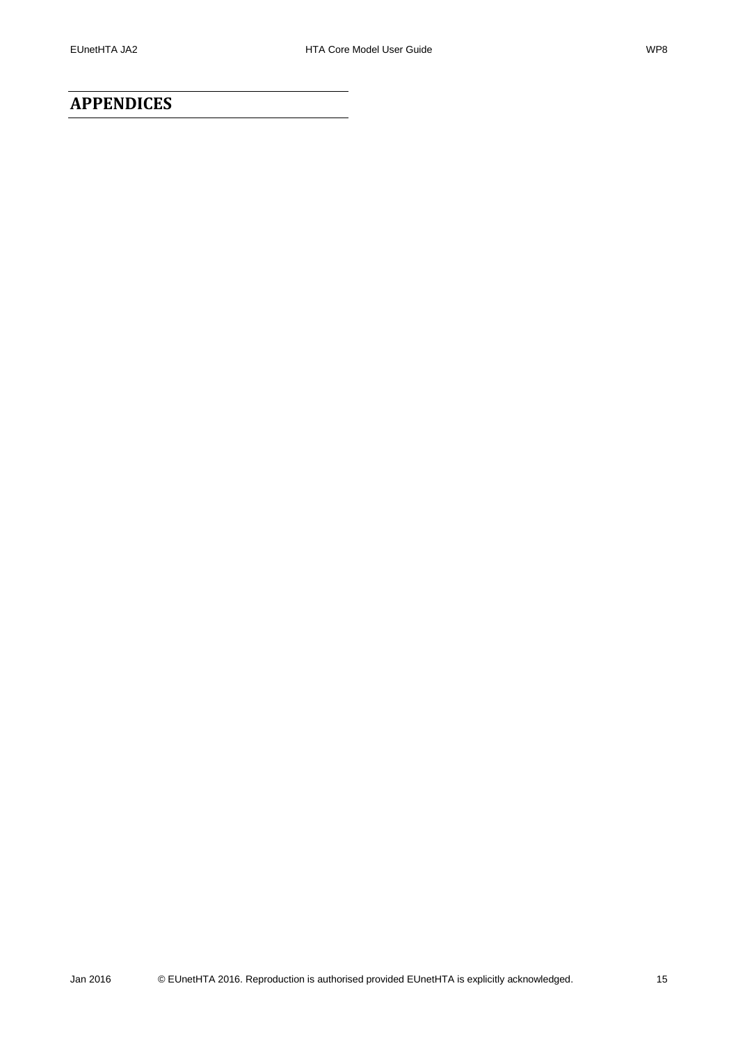# APPENDICES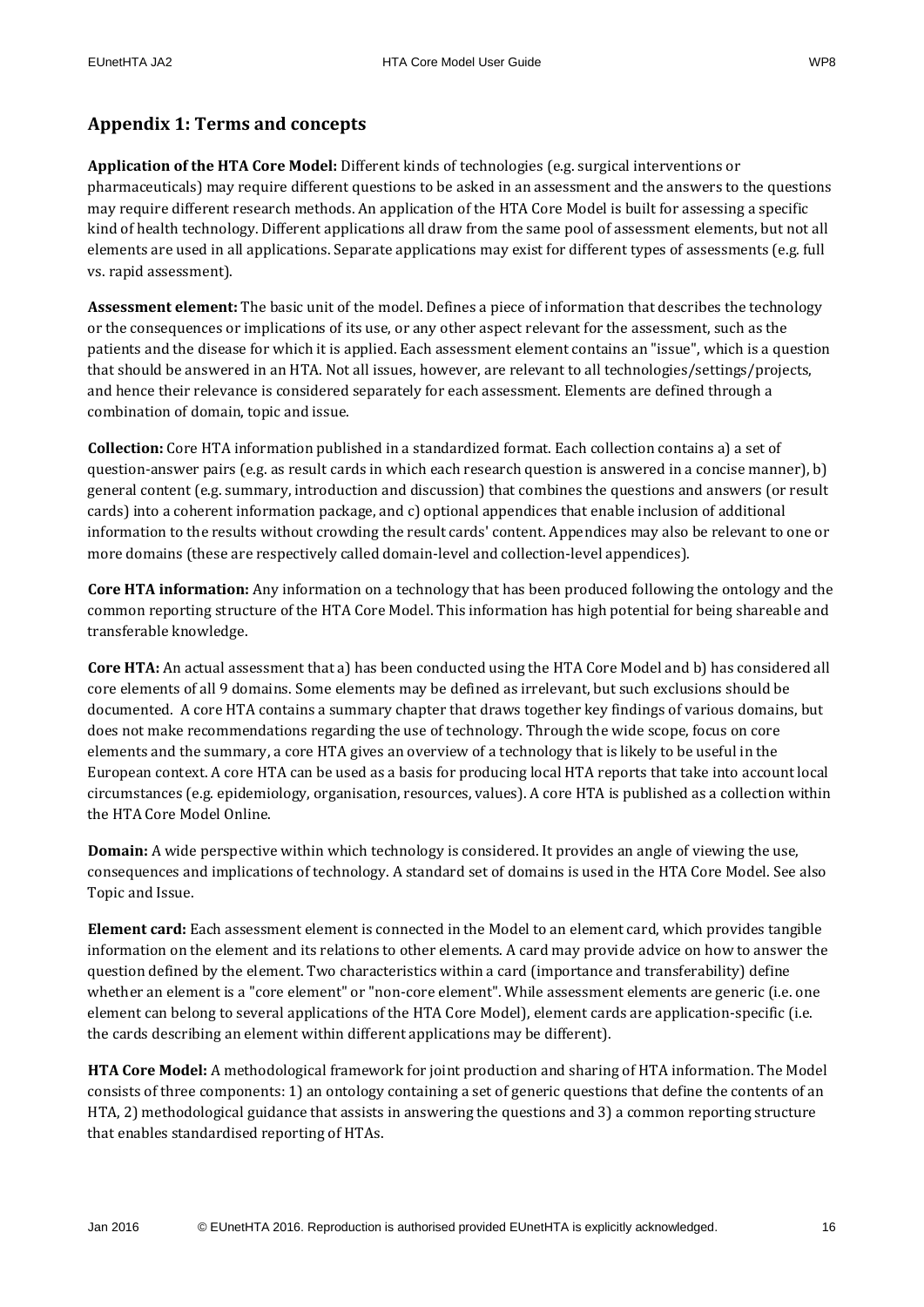## Appendix 1: Terms and concepts

**Application of the HTA Core Model:** Different kinds of technologies (e.g. surgical interventions or pharmaceuticals) may require different questions to be asked in an assessment and the answers to the questions may require different research methods. An application of the HTA Core Model is built for assessing a specific kind of health technology. Different applications all draw from the same pool of assessment elements, but not all elements are used in all applications. Separate applications may exist for different types of assessments (e.g. full vs. rapid assessment).

**Assessment element:** The basic unit of the model. Defines a piece of information that describes the technology or the consequences or implications of its use, or any other aspect relevant for the assessment, such as the patients and the disease for which it is applied. Each assessment element contains an "issue", which is a question that should be answered in an HTA. Not all issues, however, are relevant to all technologies/settings/projects, and hence their relevance is considered separately for each assessment. Elements are defined through a combination of domain, topic and issue.

**Collection:** Core HTA information published in a standardized format. Each collection contains a) a set of question-answer pairs (e.g. as result cards in which each research question is answered in a concise manner), b) general content (e.g. summary, introduction and discussion) that combines the questions and answers (or result cards) into a coherent information package, and c) optional appendices that enable inclusion of additional information to the results without crowding the result cards' content. Appendices may also be relevant to one or more domains (these are respectively called domain-level and collection-level appendices).

**Core HTA information:** Any information on a technology that has been produced following the ontology and the common reporting structure of the HTA Core Model. This information has high potential for being shareable and transferable knowledge.

**Core HTA:** An actual assessment that a) has been conducted using the HTA Core Model and b) has considered all core elements of all 9 domains. Some elements may be defined as irrelevant, but such exclusions should be documented. A core HTA contains a summary chapter that draws together key findings of various domains, but does not make recommendations regarding the use of technology. Through the wide scope, focus on core elements and the summary, a core HTA gives an overview of a technology that is likely to be useful in the European context. A core HTA can be used as a basis for producing local HTA reports that take into account local circumstances (e.g. epidemiology, organisation, resources, values). A core HTA is published as a collection within the HTA Core Model Online.

**Domain:** A wide perspective within which technology is considered. It provides an angle of viewing the use, consequences and implications of technology. A standard set of domains is used in the HTA Core Model. See also Topic and Issue.

**Element card:** Each assessment element is connected in the Model to an element card, which provides tangible information on the element and its relations to other elements. A card may provide advice on how to answer the question defined by the element. Two characteristics within a card (importance and transferability) define whether an element is a "core element" or "non-core element". While assessment elements are generic (i.e. one element can belong to several applications of the HTA Core Model), element cards are application-specific (i.e. the cards describing an element within different applications may be different).

**HTA Core Model:** A methodological framework for joint production and sharing of HTA information. The Model consists of three components: 1) an ontology containing a set of generic questions that define the contents of an HTA, 2) methodological guidance that assists in answering the questions and 3) a common reporting structure that enables standardised reporting of HTAs.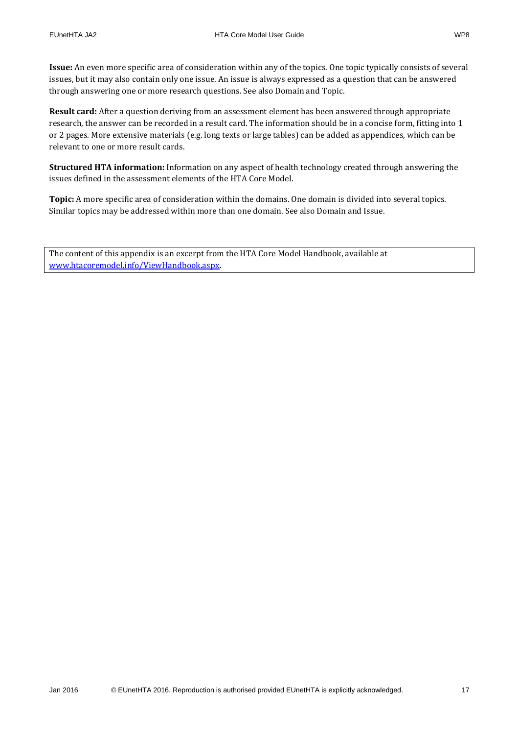**Issue:** An even more specific area of consideration within any of the topics. One topic typically consists of several issues, but it may also contain only one issue. An issue is always expressed as a question that can be answered through answering one or more research questions. See also Domain and Topic.

**Result card:** After a question deriving from an assessment element has been answered through appropriate research, the answer can be recorded in a result card. The information should be in a concise form, fitting into 1 or 2 pages. More extensive materials (e.g. long texts or large tables) can be added as appendices, which can be relevant to one or more result cards.

**Structured HTA information:** Information on any aspect of health technology created through answering the issues defined in the assessment elements of the HTA Core Model.

**Topic:** A more specific area of consideration within the domains. One domain is divided into several topics. Similar topics may be addressed within more than one domain. See also Domain and Issue.

The content of this appendix is an excerpt from the HTA Core Model Handbook, available at [www.htacoremodel.info/ViewHandbook.aspx](www.htacoremodel.info/ViewHandbook.aspx).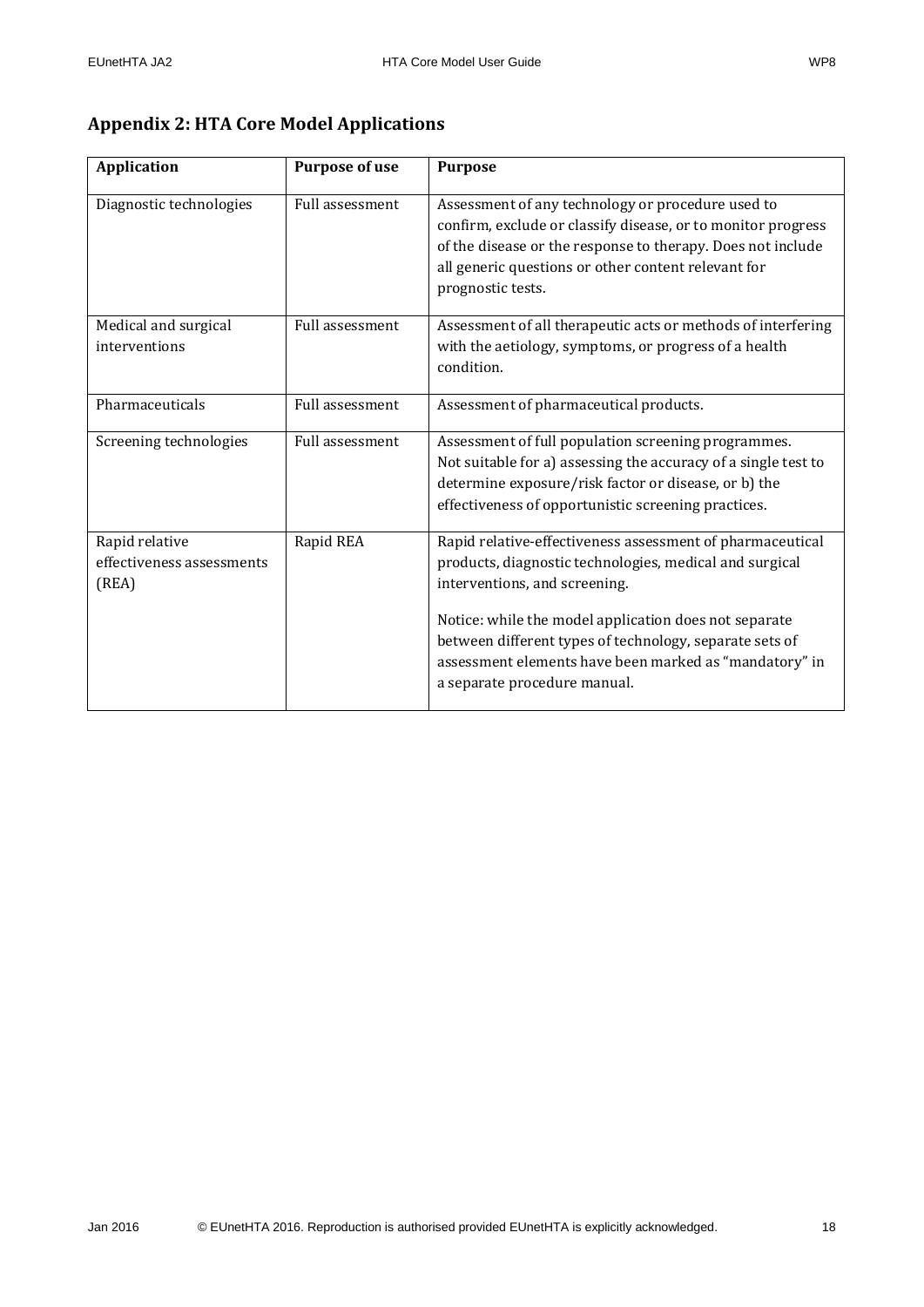## Appendix 2: HTA Core Model Applications

| Application | Purpose of use | Purpose |
|---|---|---|
| Diagnostic technologies | Full assessment | Assessment of any technology or procedure used to confirm, exclude or classify disease, or to monitor progress of the disease or the response to therapy. Does not include all generic questions or other content relevant for prognostic tests. |
| Medical and surgical interventions | Full assessment | Assessment of all therapeutic acts or methods of interfering with the aetiology, symptoms, or progress of a health condition. |
| Pharmaceuticals | Full assessment | Assessment of pharmaceutical products. |
| Screening technologies | Full assessment | Assessment of full population screening programmes. Not suitable for a) assessing the accuracy of a single test to determine exposure/risk factor or disease, or b) the effectiveness of opportunistic screening practices. |
| Rapid relative effectiveness assessments (REA) | Rapid REA | Rapid relative-effectiveness assessment of pharmaceutical products, diagnostic technologies, medical and surgical interventions, and screening.<br><br>Notice: while the model application does not separate between different types of technology, separate sets of assessment elements have been marked as "mandatory" in a separate procedure manual. |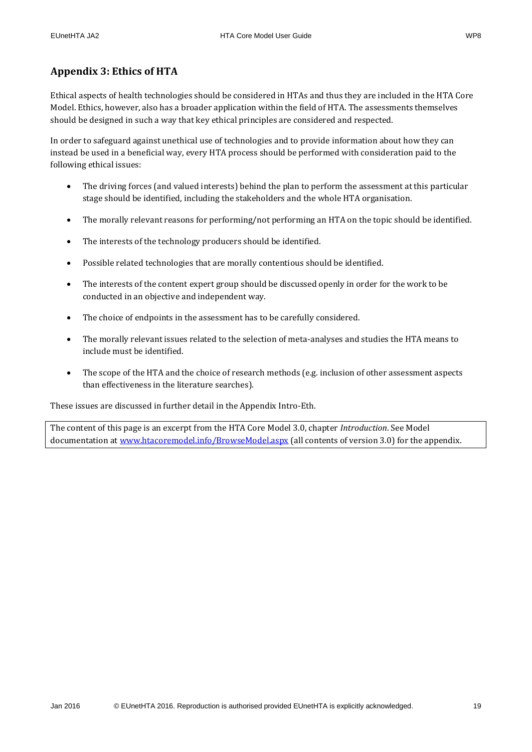## Appendix 3: Ethics of HTA

Ethical aspects of health technologies should be considered in HTAs and thus they are included in the HTA Core Model. Ethics, however, also has a broader application within the field of HTA. The assessments themselves should be designed in such a way that key ethical principles are considered and respected.

In order to safeguard against unethical use of technologies and to provide information about how they can instead be used in a beneficial way, every HTA process should be performed with consideration paid to the following ethical issues:

- The driving forces (and valued interests) behind the plan to perform the assessment at this particular stage should be identified, including the stakeholders and the whole HTA organisation.
- The morally relevant reasons for performing/not performing an HTA on the topic should be identified.
- The interests of the technology producers should be identified.
- Possible related technologies that are morally contentious should be identified.
- The interests of the content expert group should be discussed openly in order for the work to be conducted in an objective and independent way.
- The choice of endpoints in the assessment has to be carefully considered.
- The morally relevant issues related to the selection of meta-analyses and studies the HTA means to include must be identified.
- The scope of the HTA and the choice of research methods (e.g. inclusion of other assessment aspects than effectiveness in the literature searches).

These issues are discussed in further detail in the Appendix Intro-Eth.

> The content of this page is an excerpt from the HTA Core Model 3.0, chapter *Introduction*. See Model documentation at [www.htacoremodel.info/BrowseModel.aspx](http://www.htacoremodel.info/BrowseModel.aspx) (all contents of version 3.0) for the appendix.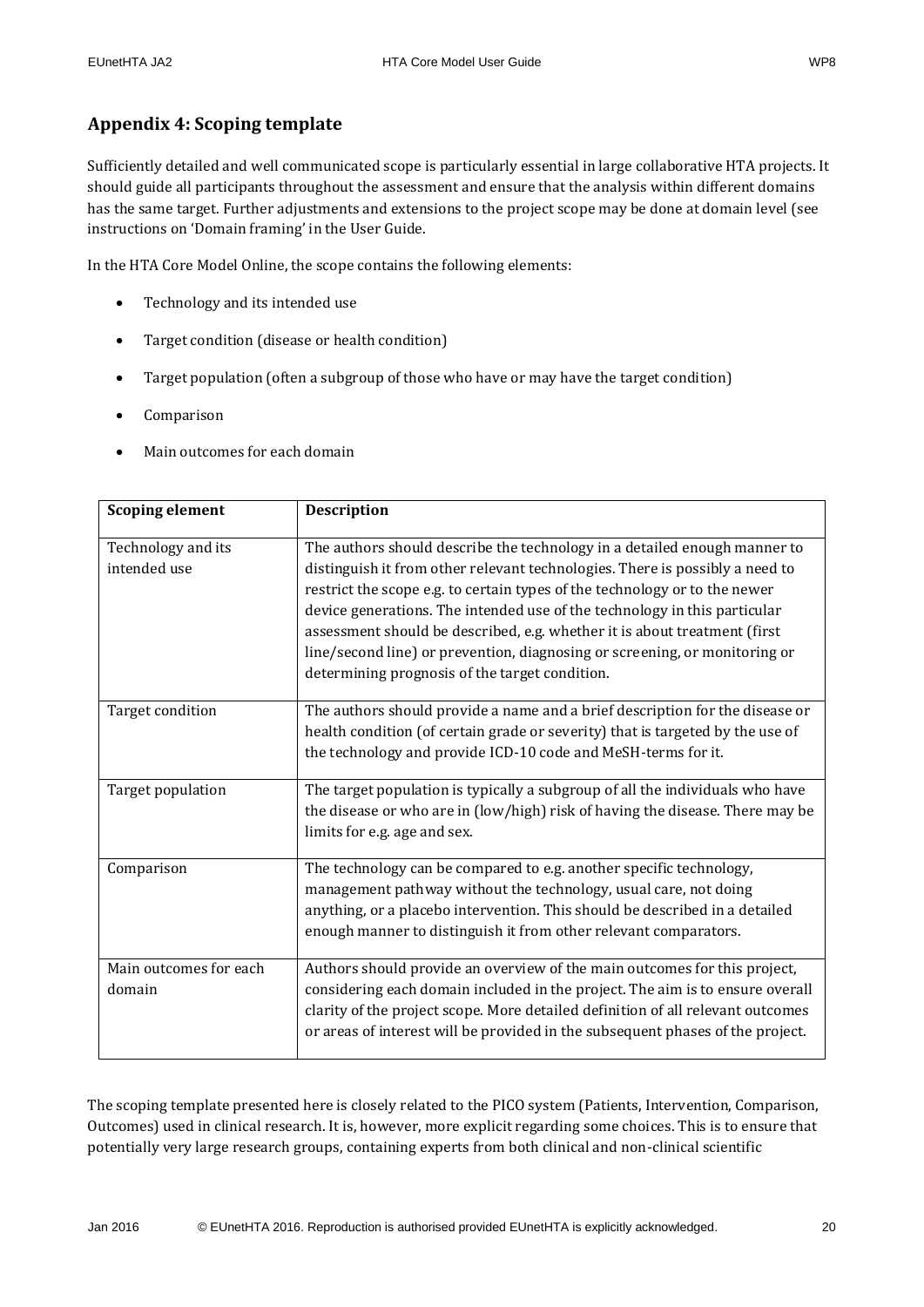## Appendix 4: Scoping template

Sufficiently detailed and well communicated scope is particularly essential in large collaborative HTA projects. It should guide all participants throughout the assessment and ensure that the analysis within different domains has the same target. Further adjustments and extensions to the project scope may be done at domain level (see instructions on 'Domain framing' in the User Guide.

In the HTA Core Model Online, the scope contains the following elements:

- Technology and its intended use
- Target condition (disease or health condition)
- Target population (often a subgroup of those who have or may have the target condition)
- Comparison
- Main outcomes for each domain

| Scoping element | Description |
|---|---|
| Technology and its intended use | The authors should describe the technology in a detailed enough manner to distinguish it from other relevant technologies. There is possibly a need to restrict the scope e.g. to certain types of the technology or to the newer device generations. The intended use of the technology in this particular assessment should be described, e.g. whether it is about treatment (first line/second line) or prevention, diagnosing or screening, or monitoring or determining prognosis of the target condition. |
| Target condition | The authors should provide a name and a brief description for the disease or health condition (of certain grade or severity) that is targeted by the use of the technology and provide ICD-10 code and MeSH-terms for it. |
| Target population | The target population is typically a subgroup of all the individuals who have the disease or who are in (low/high) risk of having the disease. There may be limits for e.g. age and sex. |
| Comparison | The technology can be compared to e.g. another specific technology, management pathway without the technology, usual care, not doing anything, or a placebo intervention. This should be described in a detailed enough manner to distinguish it from other relevant comparators. |
| Main outcomes for each domain | Authors should provide an overview of the main outcomes for this project, considering each domain included in the project. The aim is to ensure overall clarity of the project scope. More detailed definition of all relevant outcomes or areas of interest will be provided in the subsequent phases of the project. |

The scoping template presented here is closely related to the PICO system (Patients, Intervention, Comparison, Outcomes) used in clinical research. It is, however, more explicit regarding some choices. This is to ensure that potentially very large research groups, containing experts from both clinical and non-clinical scientific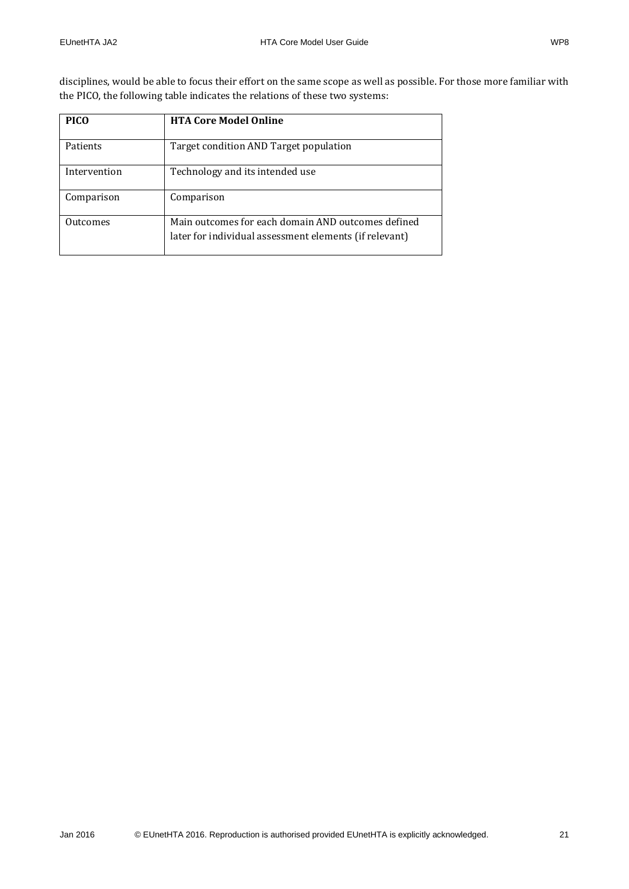disciplines, would be able to focus their effort on the same scope as well as possible. For those more familiar with the PICO, the following table indicates the relations of these two systems:

| PICO | HTA Core Model Online |
|---|---|
| Patients | Target condition AND Target population |
| Intervention | Technology and its intended use |
| Comparison | Comparison |
| Outcomes | Main outcomes for each domain AND outcomes defined later for individual assessment elements (if relevant) |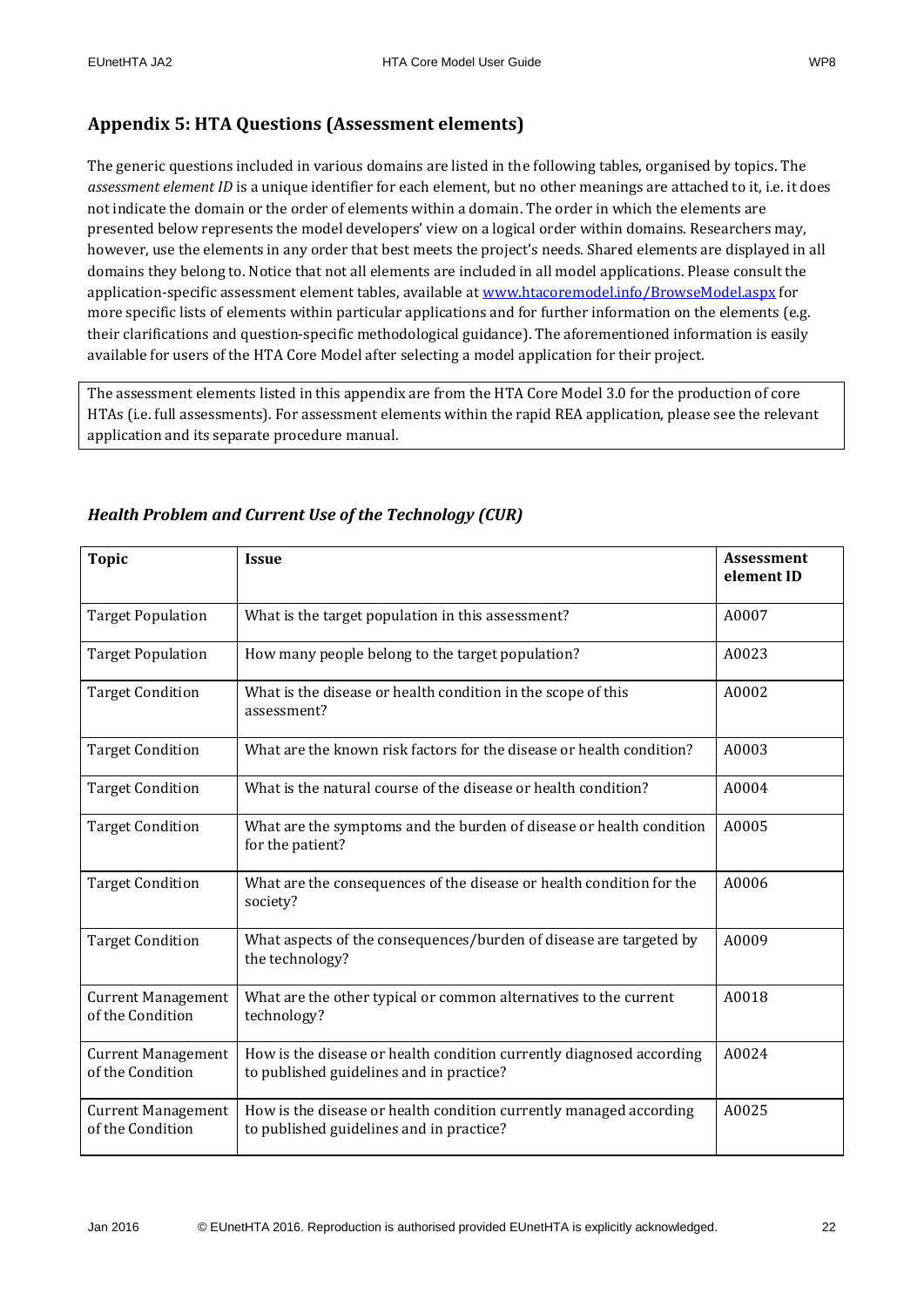## Appendix 5: HTA Questions (Assessment elements)

The generic questions included in various domains are listed in the following tables, organised by topics. The *assessment element ID* is a unique identifier for each element, but no other meanings are attached to it, i.e. it does not indicate the domain or the order of elements within a domain. The order in which the elements are presented below represents the model developers' view on a logical order within domains. Researchers may, however, use the elements in any order that best meets the project's needs. Shared elements are displayed in all domains they belong to. Notice that not all elements are included in all model applications. Please consult the application-specific assessment element tables, available at [www.htacoremodel.info/BrowseModel.aspx](http://www.htacoremodel.info/BrowseModel.aspx) for more specific lists of elements within particular applications and for further information on the elements (e.g. their clarifications and question-specific methodological guidance). The aforementioned information is easily available for users of the HTA Core Model after selecting a model application for their project.

> The assessment elements listed in this appendix are from the HTA Core Model 3.0 for the production of core HTAs (i.e. full assessments). For assessment elements within the rapid REA application, please see the relevant application and its separate procedure manual.

### *Health Problem and Current Use of the Technology (CUR)*

| Topic | Issue | Assessment element ID |
|---|---|---|
| Target Population | What is the target population in this assessment? | A0007 |
| Target Population | How many people belong to the target population? | A0023 |
| Target Condition | What is the disease or health condition in the scope of this assessment? | A0002 |
| Target Condition | What are the known risk factors for the disease or health condition? | A0003 |
| Target Condition | What is the natural course of the disease or health condition? | A0004 |
| Target Condition | What are the symptoms and the burden of disease or health condition for the patient? | A0005 |
| Target Condition | What are the consequences of the disease or health condition for the society? | A0006 |
| Target Condition | What aspects of the consequences/burden of disease are targeted by the technology? | A0009 |
| Current Management of the Condition | What are the other typical or common alternatives to the current technology? | A0018 |
| Current Management of the Condition | How is the disease or health condition currently diagnosed according to published guidelines and in practice? | A0024 |
| Current Management of the Condition | How is the disease or health condition currently managed according to published guidelines and in practice? | A0025 |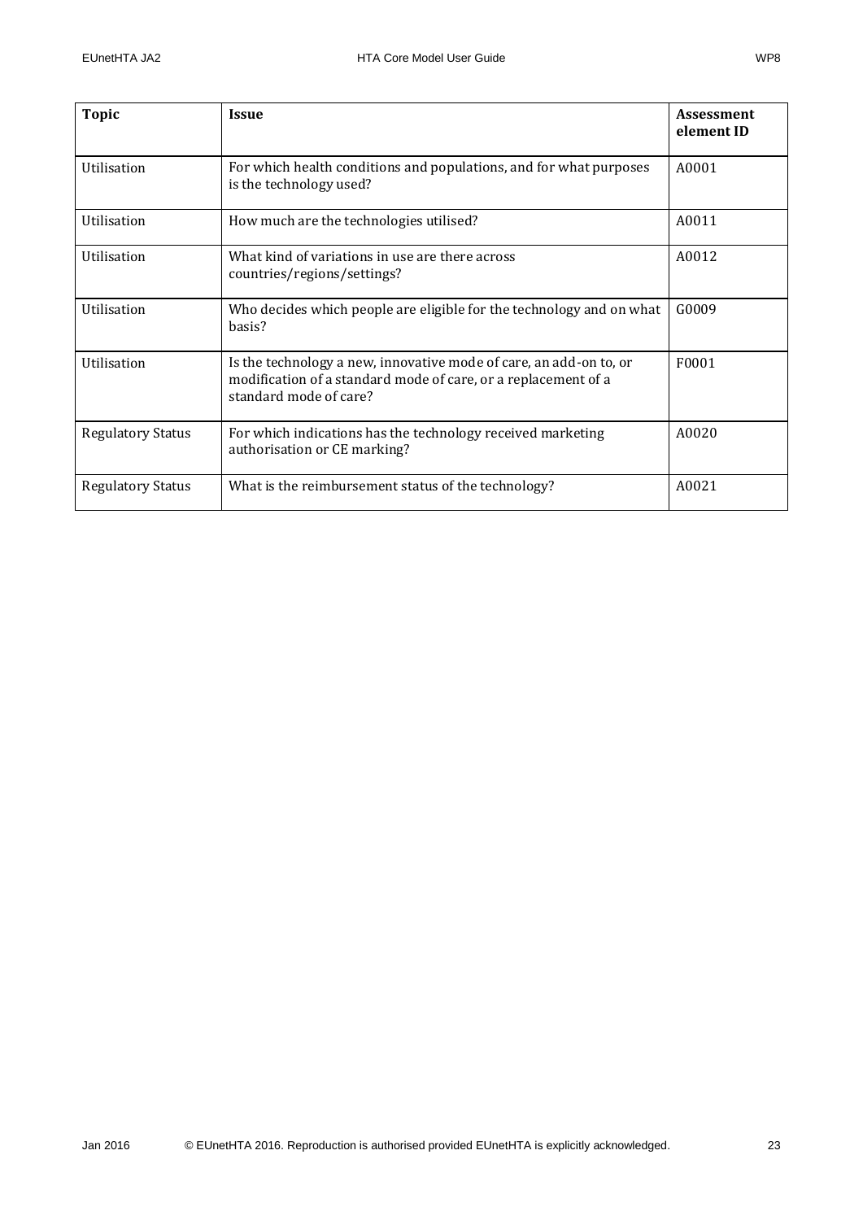| Topic | Issue | Assessment element ID |
| --- | --- | --- |
| Utilisation | For which health conditions and populations, and for what purposes is the technology used? | A0001 |
| Utilisation | How much are the technologies utilised? | A0011 |
| Utilisation | What kind of variations in use are there across countries/regions/settings? | A0012 |
| Utilisation | Who decides which people are eligible for the technology and on what basis? | G0009 |
| Utilisation | Is the technology a new, innovative mode of care, an add-on to, or modification of a standard mode of care, or a replacement of a standard mode of care? | F0001 |
| Regulatory Status | For which indications has the technology received marketing authorisation or CE marking? | A0020 |
| Regulatory Status | What is the reimbursement status of the technology? | A0021 |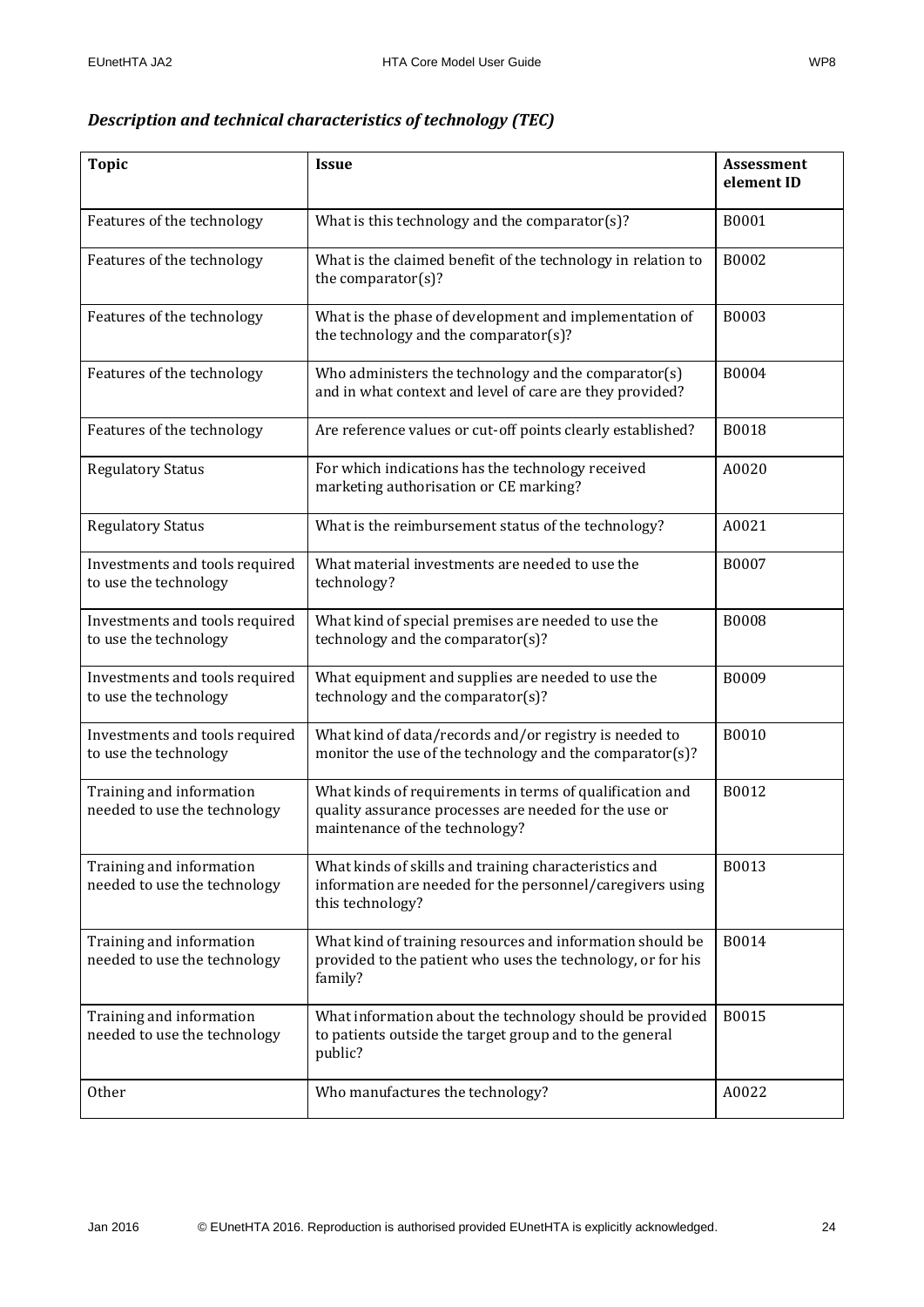### *Description and technical characteristics of technology (TEC)*

| Topic | Issue | Assessment element ID |
|---|---|---|
| Features of the technology | What is this technology and the comparator(s)? | B0001 |
| Features of the technology | What is the claimed benefit of the technology in relation to the comparator(s)? | B0002 |
| Features of the technology | What is the phase of development and implementation of the technology and the comparator(s)? | B0003 |
| Features of the technology | Who administers the technology and the comparator(s) and in what context and level of care are they provided? | B0004 |
| Features of the technology | Are reference values or cut-off points clearly established? | B0018 |
| Regulatory Status | For which indications has the technology received marketing authorisation or CE marking? | A0020 |
| Regulatory Status | What is the reimbursement status of the technology? | A0021 |
| Investments and tools required to use the technology | What material investments are needed to use the technology? | B0007 |
| Investments and tools required to use the technology | What kind of special premises are needed to use the technology and the comparator(s)? | B0008 |
| Investments and tools required to use the technology | What equipment and supplies are needed to use the technology and the comparator(s)? | B0009 |
| Investments and tools required to use the technology | What kind of data/records and/or registry is needed to monitor the use of the technology and the comparator(s)? | B0010 |
| Training and information needed to use the technology | What kinds of requirements in terms of qualification and quality assurance processes are needed for the use or maintenance of the technology? | B0012 |
| Training and information needed to use the technology | What kinds of skills and training characteristics and information are needed for the personnel/caregivers using this technology? | B0013 |
| Training and information needed to use the technology | What kind of training resources and information should be provided to the patient who uses the technology, or for his family? | B0014 |
| Training and information needed to use the technology | What information about the technology should be provided to patients outside the target group and to the general public? | B0015 |
| Other | Who manufactures the technology? | A0022 |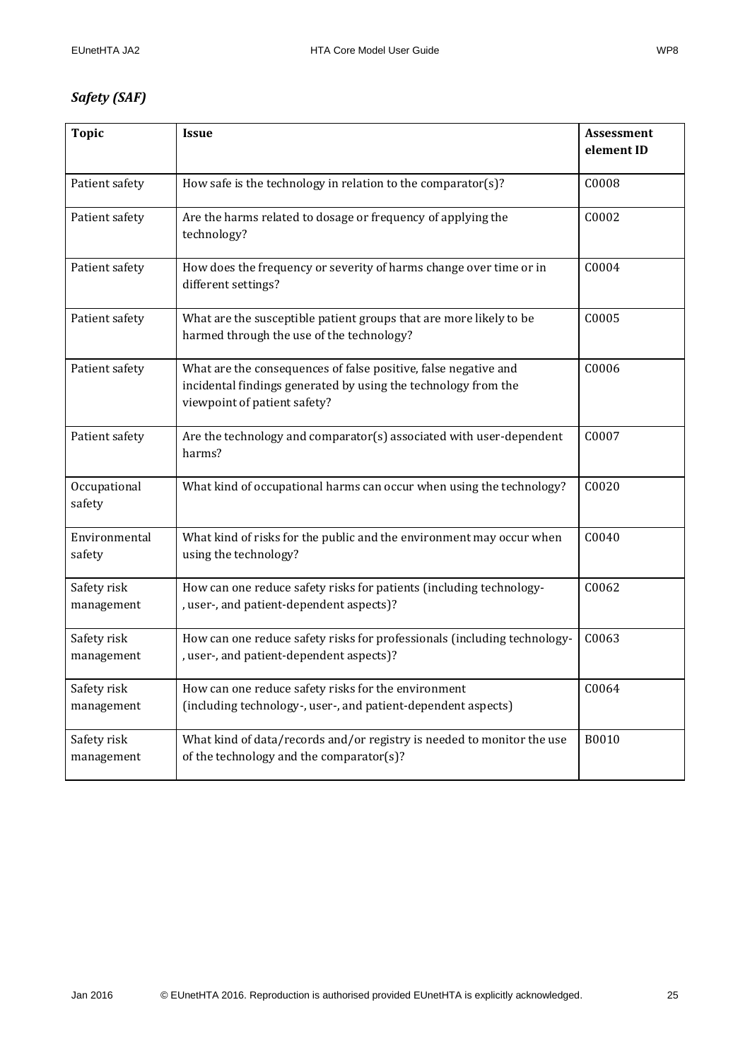### *Safety (SAF)*

| Topic | Issue | Assessment element ID |
|---|---|---|
| Patient safety | How safe is the technology in relation to the comparator(s)? | C0008 |
| Patient safety | Are the harms related to dosage or frequency of applying the technology? | C0002 |
| Patient safety | How does the frequency or severity of harms change over time or in different settings? | C0004 |
| Patient safety | What are the susceptible patient groups that are more likely to be harmed through the use of the technology? | C0005 |
| Patient safety | What are the consequences of false positive, false negative and incidental findings generated by using the technology from the viewpoint of patient safety? | C0006 |
| Patient safety | Are the technology and comparator(s) associated with user-dependent harms? | C0007 |
| Occupational safety | What kind of occupational harms can occur when using the technology? | C0020 |
| Environmental safety | What kind of risks for the public and the environment may occur when using the technology? | C0040 |
| Safety risk management | How can one reduce safety risks for patients (including technology-, user-, and patient-dependent aspects)? | C0062 |
| Safety risk management | How can one reduce safety risks for professionals (including technology-, user-, and patient-dependent aspects)? | C0063 |
| Safety risk management | How can one reduce safety risks for the environment (including technology-, user-, and patient-dependent aspects) | C0064 |
| Safety risk management | What kind of data/records and/or registry is needed to monitor the use of the technology and the comparator(s)? | B0010 |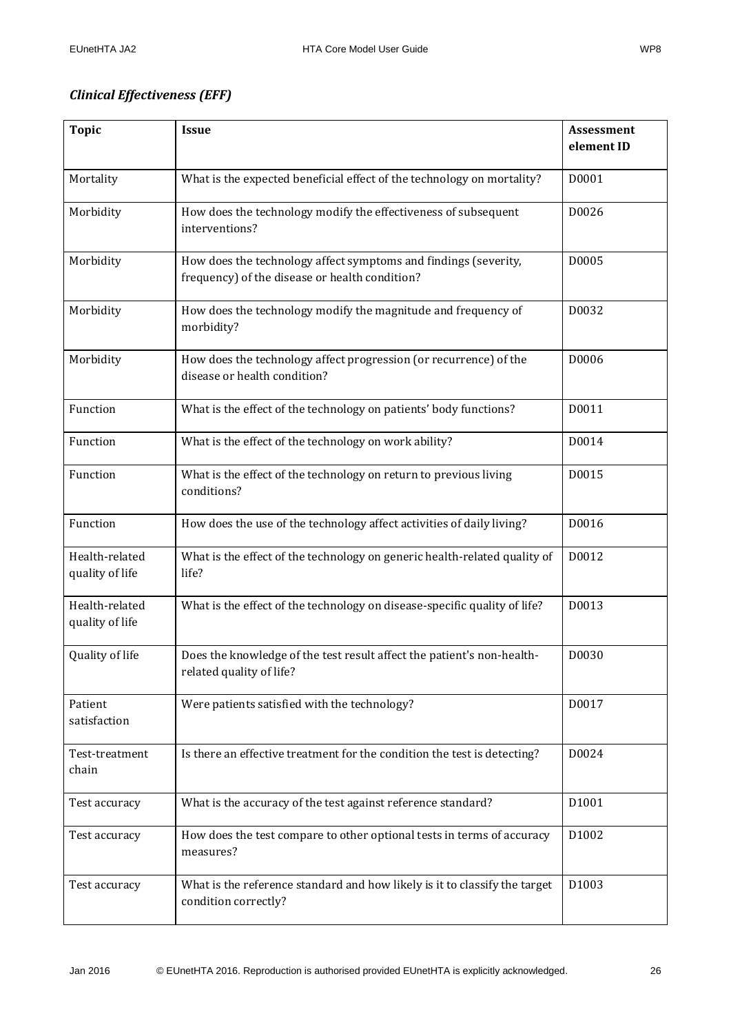### *Clinical Effectiveness (EFF)*

| Topic | Issue | Assessment element ID |
|---|---|---|
| Mortality | What is the expected beneficial effect of the technology on mortality? | D0001 |
| Morbidity | How does the technology modify the effectiveness of subsequent interventions? | D0026 |
| Morbidity | How does the technology affect symptoms and findings (severity, frequency) of the disease or health condition? | D0005 |
| Morbidity | How does the technology modify the magnitude and frequency of morbidity? | D0032 |
| Morbidity | How does the technology affect progression (or recurrence) of the disease or health condition? | D0006 |
| Function | What is the effect of the technology on patients' body functions? | D0011 |
| Function | What is the effect of the technology on work ability? | D0014 |
| Function | What is the effect of the technology on return to previous living conditions? | D0015 |
| Function | How does the use of the technology affect activities of daily living? | D0016 |
| Health-related quality of life | What is the effect of the technology on generic health-related quality of life? | D0012 |
| Health-related quality of life | What is the effect of the technology on disease-specific quality of life? | D0013 |
| Quality of life | Does the knowledge of the test result affect the patient's non-health-related quality of life? | D0030 |
| Patient satisfaction | Were patients satisfied with the technology? | D0017 |
| Test-treatment chain | Is there an effective treatment for the condition the test is detecting? | D0024 |
| Test accuracy | What is the accuracy of the test against reference standard? | D1001 |
| Test accuracy | How does the test compare to other optional tests in terms of accuracy measures? | D1002 |
| Test accuracy | What is the reference standard and how likely is it to classify the target condition correctly? | D1003 |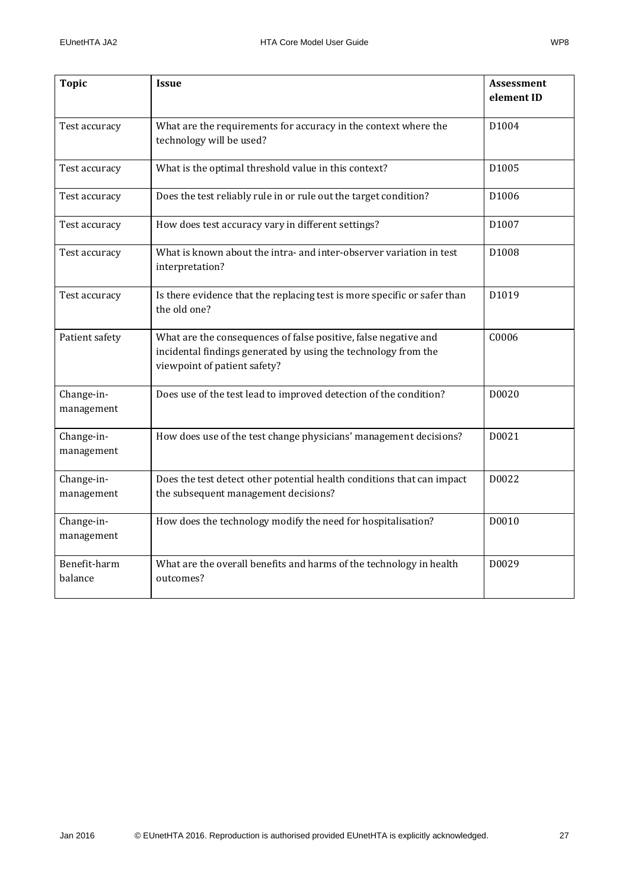| Topic | Issue | Assessment element ID |
|---|---|---|
| Test accuracy | What are the requirements for accuracy in the context where the technology will be used? | D1004 |
| Test accuracy | What is the optimal threshold value in this context? | D1005 |
| Test accuracy | Does the test reliably rule in or rule out the target condition? | D1006 |
| Test accuracy | How does test accuracy vary in different settings? | D1007 |
| Test accuracy | What is known about the intra- and inter-observer variation in test interpretation? | D1008 |
| Test accuracy | Is there evidence that the replacing test is more specific or safer than the old one? | D1019 |
| Patient safety | What are the consequences of false positive, false negative and incidental findings generated by using the technology from the viewpoint of patient safety? | C0006 |
| Change-in-management | Does use of the test lead to improved detection of the condition? | D0020 |
| Change-in-management | How does use of the test change physicians' management decisions? | D0021 |
| Change-in-management | Does the test detect other potential health conditions that can impact the subsequent management decisions? | D0022 |
| Change-in-management | How does the technology modify the need for hospitalisation? | D0010 |
| Benefit-harm balance | What are the overall benefits and harms of the technology in health outcomes? | D0029 |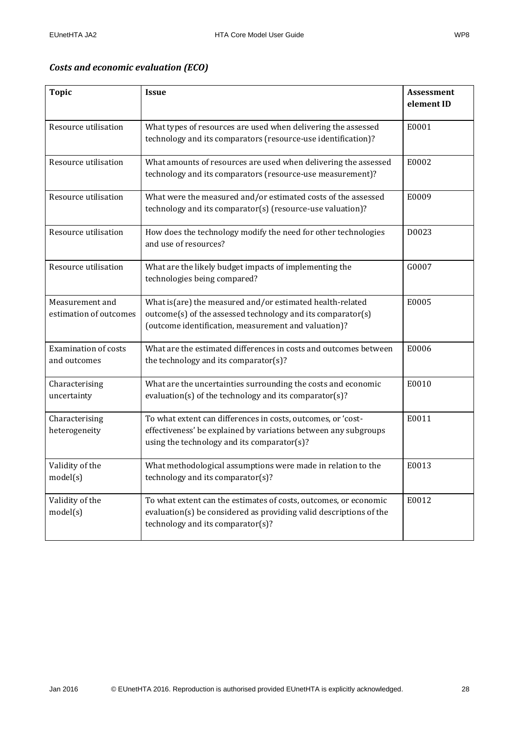### *Costs and economic evaluation (ECO)*

| Topic | Issue | Assessment element ID |
|---|---|---|
| Resource utilisation | What types of resources are used when delivering the assessed technology and its comparators (resource-use identification)? | E0001 |
| Resource utilisation | What amounts of resources are used when delivering the assessed technology and its comparators (resource-use measurement)? | E0002 |
| Resource utilisation | What were the measured and/or estimated costs of the assessed technology and its comparator(s) (resource-use valuation)? | E0009 |
| Resource utilisation | How does the technology modify the need for other technologies and use of resources? | D0023 |
| Resource utilisation | What are the likely budget impacts of implementing the technologies being compared? | G0007 |
| Measurement and estimation of outcomes | What is(are) the measured and/or estimated health-related outcome(s) of the assessed technology and its comparator(s) (outcome identification, measurement and valuation)? | E0005 |
| Examination of costs and outcomes | What are the estimated differences in costs and outcomes between the technology and its comparator(s)? | E0006 |
| Characterising uncertainty | What are the uncertainties surrounding the costs and economic evaluation(s) of the technology and its comparator(s)? | E0010 |
| Characterising heterogeneity | To what extent can differences in costs, outcomes, or 'cost-effectiveness' be explained by variations between any subgroups using the technology and its comparator(s)? | E0011 |
| Validity of the model(s) | What methodological assumptions were made in relation to the technology and its comparator(s)? | E0013 |
| Validity of the model(s) | To what extent can the estimates of costs, outcomes, or economic evaluation(s) be considered as providing valid descriptions of the technology and its comparator(s)? | E0012 |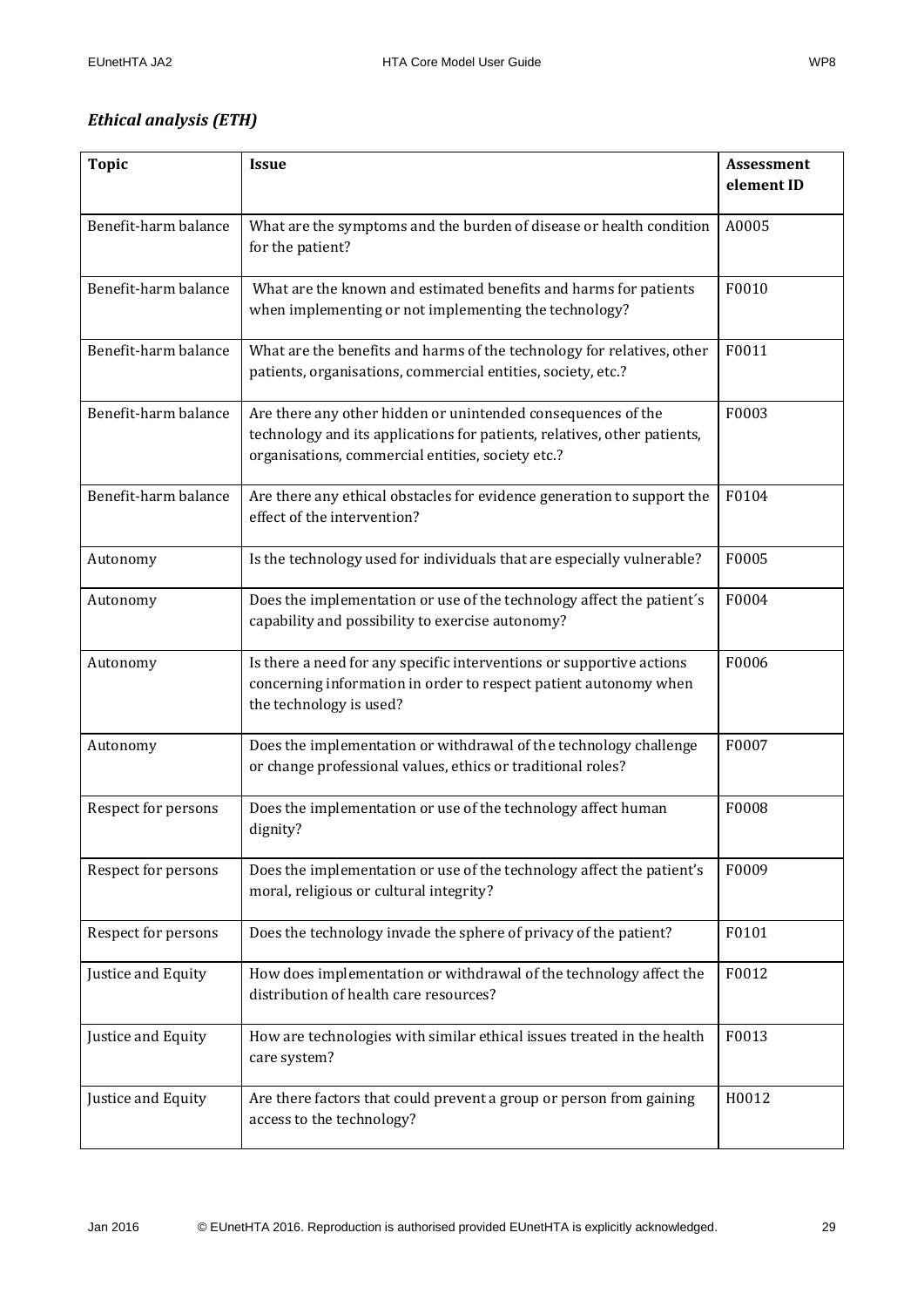### *Ethical analysis (ETH)*

| Topic | Issue | Assessment element ID |
| --- | --- | --- |
| Benefit-harm balance | What are the symptoms and the burden of disease or health condition for the patient? | A0005 |
| Benefit-harm balance | What are the known and estimated benefits and harms for patients when implementing or not implementing the technology? | F0010 |
| Benefit-harm balance | What are the benefits and harms of the technology for relatives, other patients, organisations, commercial entities, society, etc.? | F0011 |
| Benefit-harm balance | Are there any other hidden or unintended consequences of the technology and its applications for patients, relatives, other patients, organisations, commercial entities, society etc.? | F0003 |
| Benefit-harm balance | Are there any ethical obstacles for evidence generation to support the effect of the intervention? | F0104 |
| Autonomy | Is the technology used for individuals that are especially vulnerable? | F0005 |
| Autonomy | Does the implementation or use of the technology affect the patient´s capability and possibility to exercise autonomy? | F0004 |
| Autonomy | Is there a need for any specific interventions or supportive actions concerning information in order to respect patient autonomy when the technology is used? | F0006 |
| Autonomy | Does the implementation or withdrawal of the technology challenge or change professional values, ethics or traditional roles? | F0007 |
| Respect for persons | Does the implementation or use of the technology affect human dignity? | F0008 |
| Respect for persons | Does the implementation or use of the technology affect the patient's moral, religious or cultural integrity? | F0009 |
| Respect for persons | Does the technology invade the sphere of privacy of the patient? | F0101 |
| Justice and Equity | How does implementation or withdrawal of the technology affect the distribution of health care resources? | F0012 |
| Justice and Equity | How are technologies with similar ethical issues treated in the health care system? | F0013 |
| Justice and Equity | Are there factors that could prevent a group or person from gaining access to the technology? | H0012 |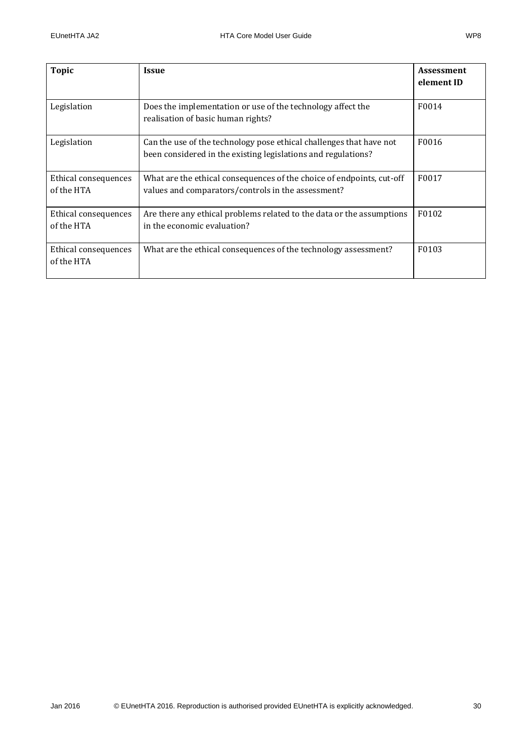| Topic | Issue | Assessment element ID |
|---|---|---|
| Legislation | Does the implementation or use of the technology affect the realisation of basic human rights? | F0014 |
| Legislation | Can the use of the technology pose ethical challenges that have not been considered in the existing legislations and regulations? | F0016 |
| Ethical consequences of the HTA | What are the ethical consequences of the choice of endpoints, cut-off values and comparators/controls in the assessment? | F0017 |
| Ethical consequences of the HTA | Are there any ethical problems related to the data or the assumptions in the economic evaluation? | F0102 |
| Ethical consequences of the HTA | What are the ethical consequences of the technology assessment? | F0103 |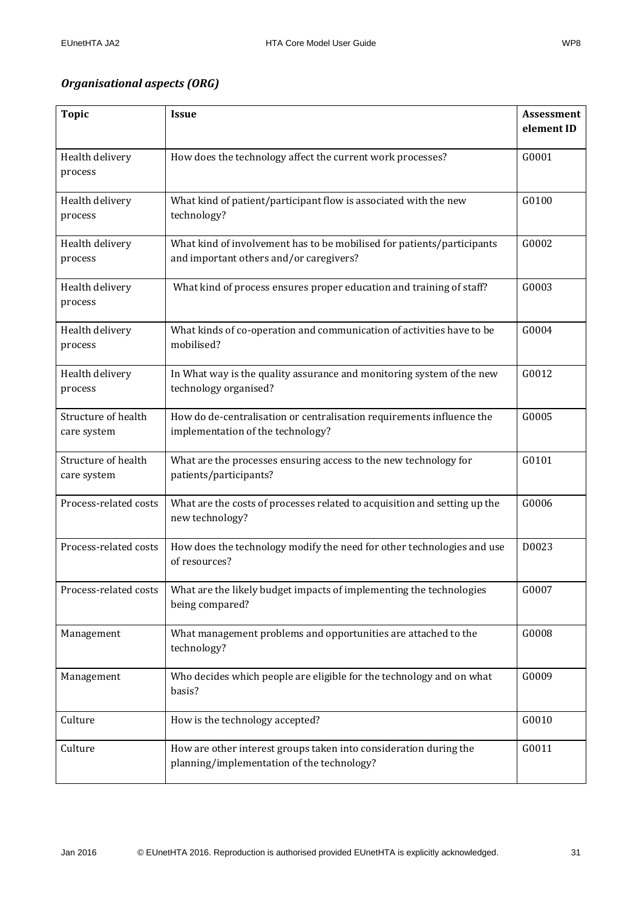## *Organisational aspects (ORG)*

| Topic | Issue | Assessment element ID |
|---|---|---|
| Health delivery process | How does the technology affect the current work processes? | G0001 |
| Health delivery process | What kind of patient/participant flow is associated with the new technology? | G0100 |
| Health delivery process | What kind of involvement has to be mobilised for patients/participants and important others and/or caregivers? | G0002 |
| Health delivery process | What kind of process ensures proper education and training of staff? | G0003 |
| Health delivery process | What kinds of co-operation and communication of activities have to be mobilised? | G0004 |
| Health delivery process | In What way is the quality assurance and monitoring system of the new technology organised? | G0012 |
| Structure of health care system | How do de-centralisation or centralisation requirements influence the implementation of the technology? | G0005 |
| Structure of health care system | What are the processes ensuring access to the new technology for patients/participants? | G0101 |
| Process-related costs | What are the costs of processes related to acquisition and setting up the new technology? | G0006 |
| Process-related costs | How does the technology modify the need for other technologies and use of resources? | D0023 |
| Process-related costs | What are the likely budget impacts of implementing the technologies being compared? | G0007 |
| Management | What management problems and opportunities are attached to the technology? | G0008 |
| Management | Who decides which people are eligible for the technology and on what basis? | G0009 |
| Culture | How is the technology accepted? | G0010 |
| Culture | How are other interest groups taken into consideration during the planning/implementation of the technology? | G0011 |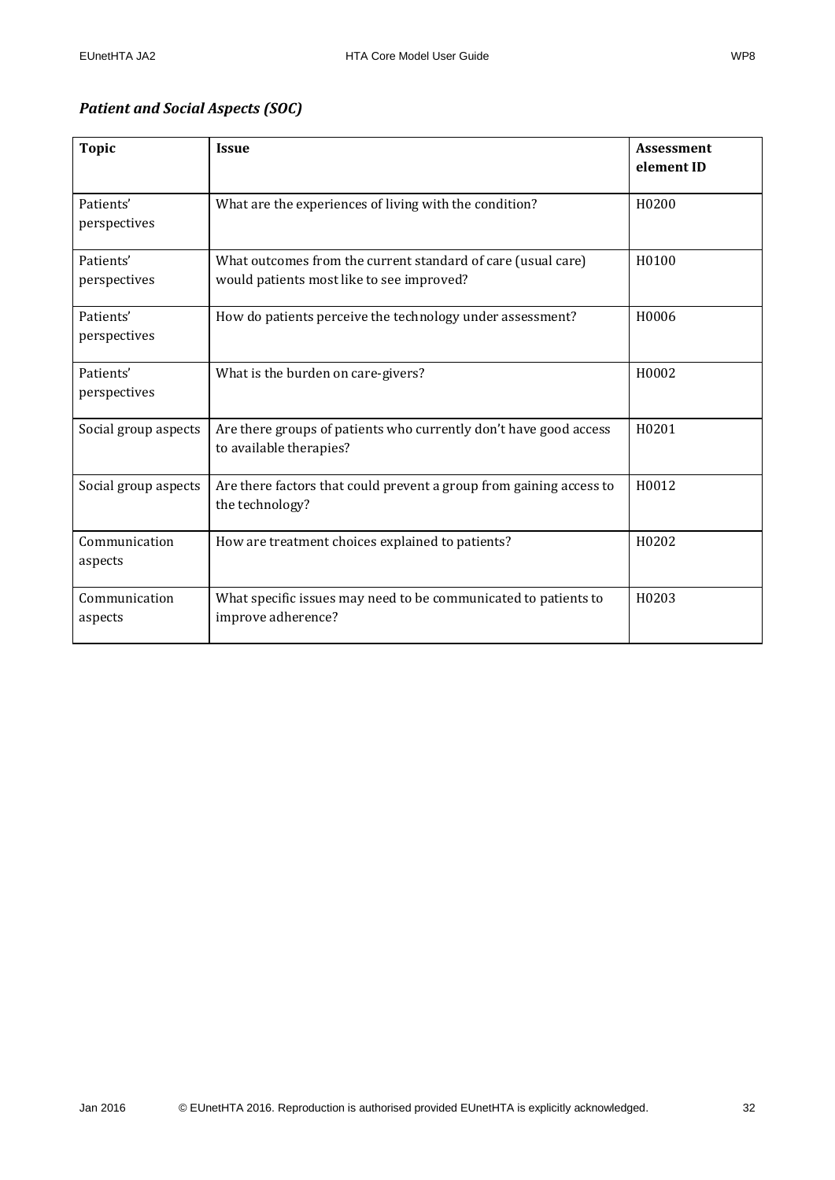***Patient and Social Aspects (SOC)***

| **Topic** | **Issue** | **Assessment element ID** |
|---|---|---|
| Patients' perspectives | What are the experiences of living with the condition? | H0200 |
| Patients' perspectives | What outcomes from the current standard of care (usual care) would patients most like to see improved? | H0100 |
| Patients' perspectives | How do patients perceive the technology under assessment? | H0006 |
| Patients' perspectives | What is the burden on care-givers? | H0002 |
| Social group aspects | Are there groups of patients who currently don't have good access to available therapies? | H0201 |
| Social group aspects | Are there factors that could prevent a group from gaining access to the technology? | H0012 |
| Communication aspects | How are treatment choices explained to patients? | H0202 |
| Communication aspects | What specific issues may need to be communicated to patients to improve adherence? | H0203 |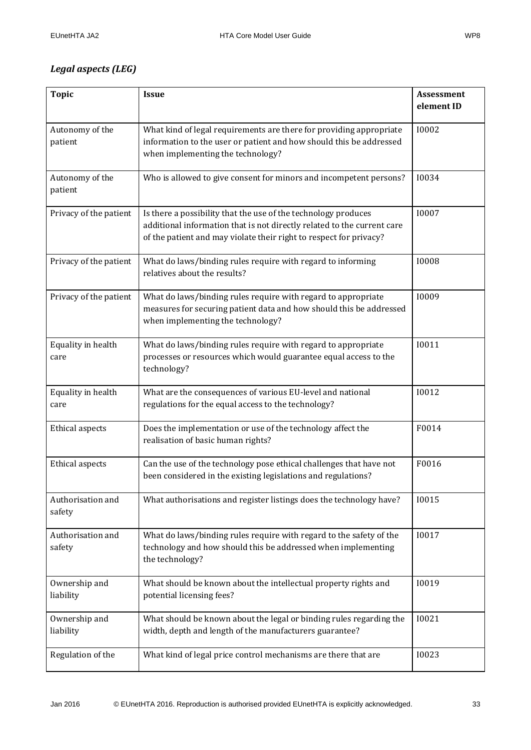### *Legal aspects (LEG)*

| Topic | Issue | Assessment element ID |
|---|---|---|
| Autonomy of the patient | What kind of legal requirements are there for providing appropriate information to the user or patient and how should this be addressed when implementing the technology? | I0002 |
| Autonomy of the patient | Who is allowed to give consent for minors and incompetent persons? | I0034 |
| Privacy of the patient | Is there a possibility that the use of the technology produces additional information that is not directly related to the current care of the patient and may violate their right to respect for privacy? | I0007 |
| Privacy of the patient | What do laws/binding rules require with regard to informing relatives about the results? | I0008 |
| Privacy of the patient | What do laws/binding rules require with regard to appropriate measures for securing patient data and how should this be addressed when implementing the technology? | I0009 |
| Equality in health care | What do laws/binding rules require with regard to appropriate processes or resources which would guarantee equal access to the technology? | I0011 |
| Equality in health care | What are the consequences of various EU-level and national regulations for the equal access to the technology? | I0012 |
| Ethical aspects | Does the implementation or use of the technology affect the realisation of basic human rights? | F0014 |
| Ethical aspects | Can the use of the technology pose ethical challenges that have not been considered in the existing legislations and regulations? | F0016 |
| Authorisation and safety | What authorisations and register listings does the technology have? | I0015 |
| Authorisation and safety | What do laws/binding rules require with regard to the safety of the technology and how should this be addressed when implementing the technology? | I0017 |
| Ownership and liability | What should be known about the intellectual property rights and potential licensing fees? | I0019 |
| Ownership and liability | What should be known about the legal or binding rules regarding the width, depth and length of the manufacturers guarantee? | I0021 |
| Regulation of the | What kind of legal price control mechanisms are there that are | I0023 |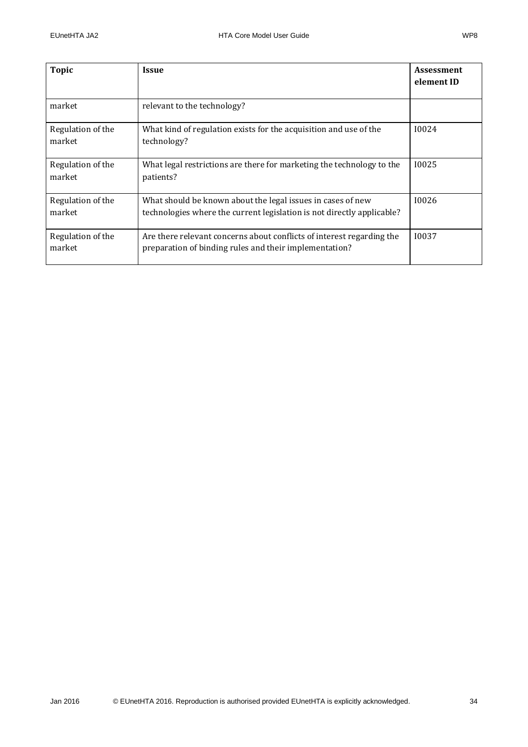| Topic | Issue | Assessment element ID |
|---|---|---|
| market | relevant to the technology? | |
| Regulation of the market | What kind of regulation exists for the acquisition and use of the technology? | I0024 |
| Regulation of the market | What legal restrictions are there for marketing the technology to the patients? | I0025 |
| Regulation of the market | What should be known about the legal issues in cases of new technologies where the current legislation is not directly applicable? | I0026 |
| Regulation of the market | Are there relevant concerns about conflicts of interest regarding the preparation of binding rules and their implementation? | I0037 |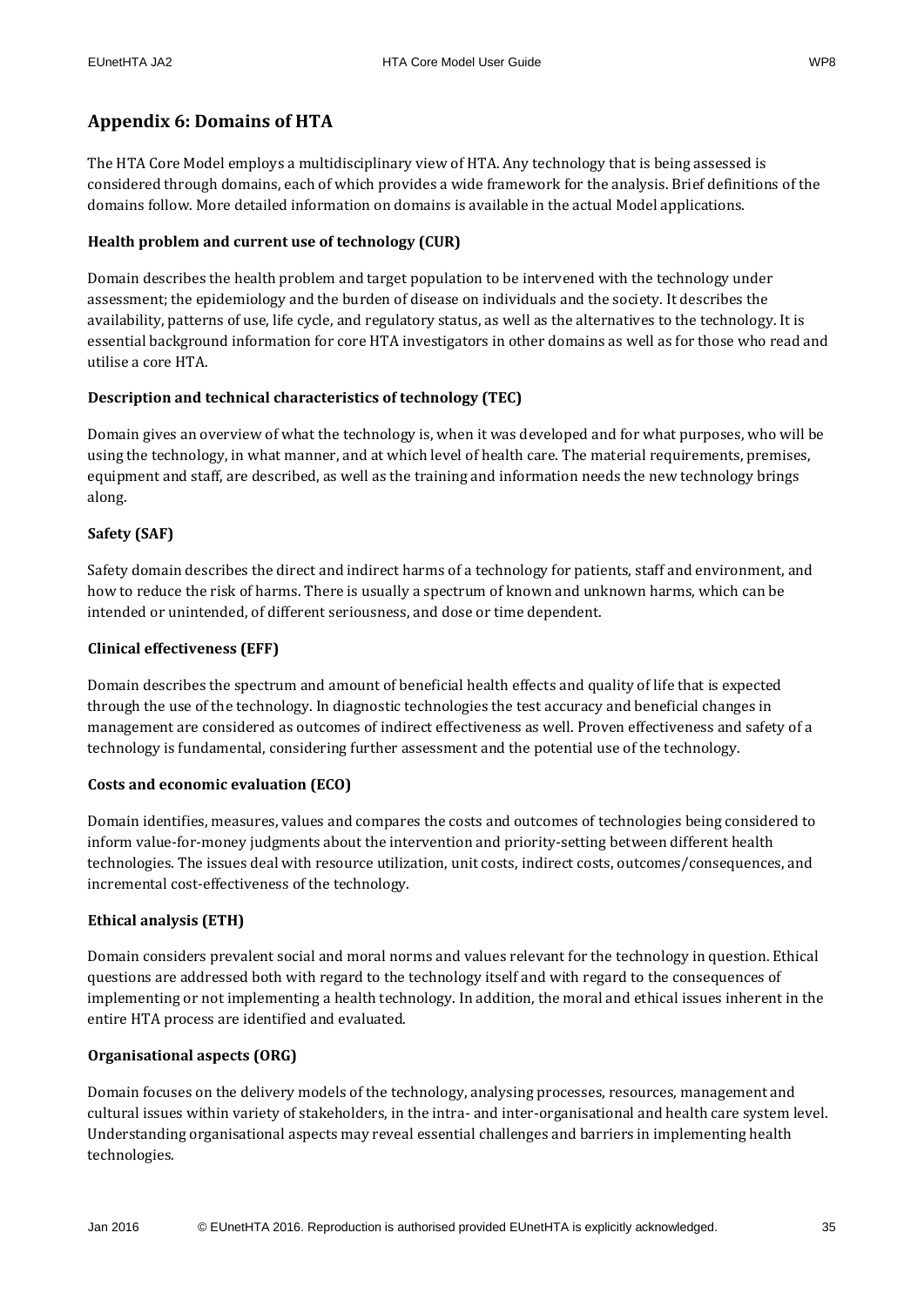## Appendix 6: Domains of HTA

The HTA Core Model employs a multidisciplinary view of HTA. Any technology that is being assessed is considered through domains, each of which provides a wide framework for the analysis. Brief definitions of the domains follow. More detailed information on domains is available in the actual Model applications.

**Health problem and current use of technology (CUR)**

Domain describes the health problem and target population to be intervened with the technology under assessment; the epidemiology and the burden of disease on individuals and the society. It describes the availability, patterns of use, life cycle, and regulatory status, as well as the alternatives to the technology. It is essential background information for core HTA investigators in other domains as well as for those who read and utilise a core HTA.

**Description and technical characteristics of technology (TEC)**

Domain gives an overview of what the technology is, when it was developed and for what purposes, who will be using the technology, in what manner, and at which level of health care. The material requirements, premises, equipment and staff, are described, as well as the training and information needs the new technology brings along.

**Safety (SAF)**

Safety domain describes the direct and indirect harms of a technology for patients, staff and environment, and how to reduce the risk of harms. There is usually a spectrum of known and unknown harms, which can be intended or unintended, of different seriousness, and dose or time dependent.

**Clinical effectiveness (EFF)**

Domain describes the spectrum and amount of beneficial health effects and quality of life that is expected through the use of the technology. In diagnostic technologies the test accuracy and beneficial changes in management are considered as outcomes of indirect effectiveness as well. Proven effectiveness and safety of a technology is fundamental, considering further assessment and the potential use of the technology.

**Costs and economic evaluation (ECO)**

Domain identifies, measures, values and compares the costs and outcomes of technologies being considered to inform value-for-money judgments about the intervention and priority-setting between different health technologies. The issues deal with resource utilization, unit costs, indirect costs, outcomes/consequences, and incremental cost-effectiveness of the technology.

**Ethical analysis (ETH)**

Domain considers prevalent social and moral norms and values relevant for the technology in question. Ethical questions are addressed both with regard to the technology itself and with regard to the consequences of implementing or not implementing a health technology. In addition, the moral and ethical issues inherent in the entire HTA process are identified and evaluated.

**Organisational aspects (ORG)**

Domain focuses on the delivery models of the technology, analysing processes, resources, management and cultural issues within variety of stakeholders, in the intra- and inter-organisational and health care system level. Understanding organisational aspects may reveal essential challenges and barriers in implementing health technologies.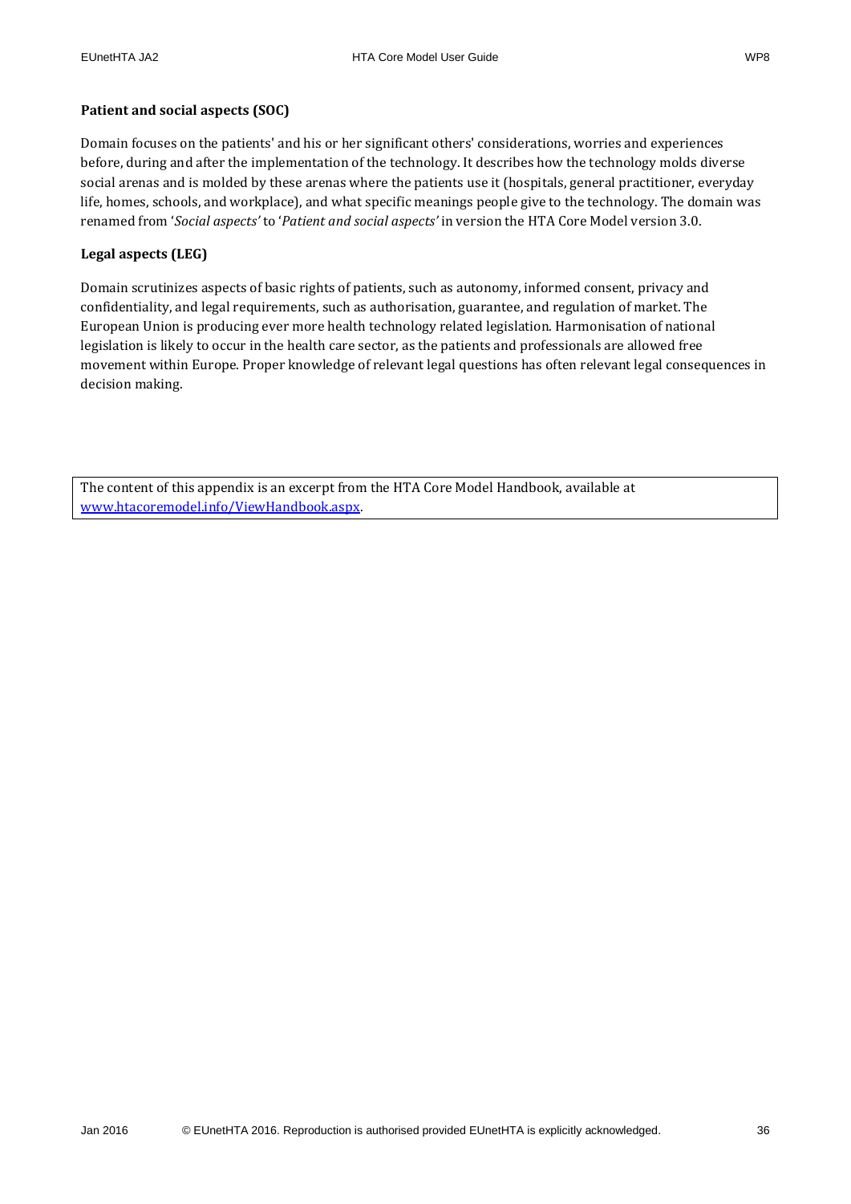**Patient and social aspects (SOC)**

Domain focuses on the patients' and his or her significant others' considerations, worries and experiences before, during and after the implementation of the technology. It describes how the technology molds diverse social arenas and is molded by these arenas where the patients use it (hospitals, general practitioner, everyday life, homes, schools, and workplace), and what specific meanings people give to the technology. The domain was renamed from '*Social aspects'* to '*Patient and social aspects'* in version the HTA Core Model version 3.0.

**Legal aspects (LEG)**

Domain scrutinizes aspects of basic rights of patients, such as autonomy, informed consent, privacy and confidentiality, and legal requirements, such as authorisation, guarantee, and regulation of market. The European Union is producing ever more health technology related legislation. Harmonisation of national legislation is likely to occur in the health care sector, as the patients and professionals are allowed free movement within Europe. Proper knowledge of relevant legal questions has often relevant legal consequences in decision making.

The content of this appendix is an excerpt from the HTA Core Model Handbook, available at [www.htacoremodel.info/ViewHandbook.aspx](www.htacoremodel.info/ViewHandbook.aspx).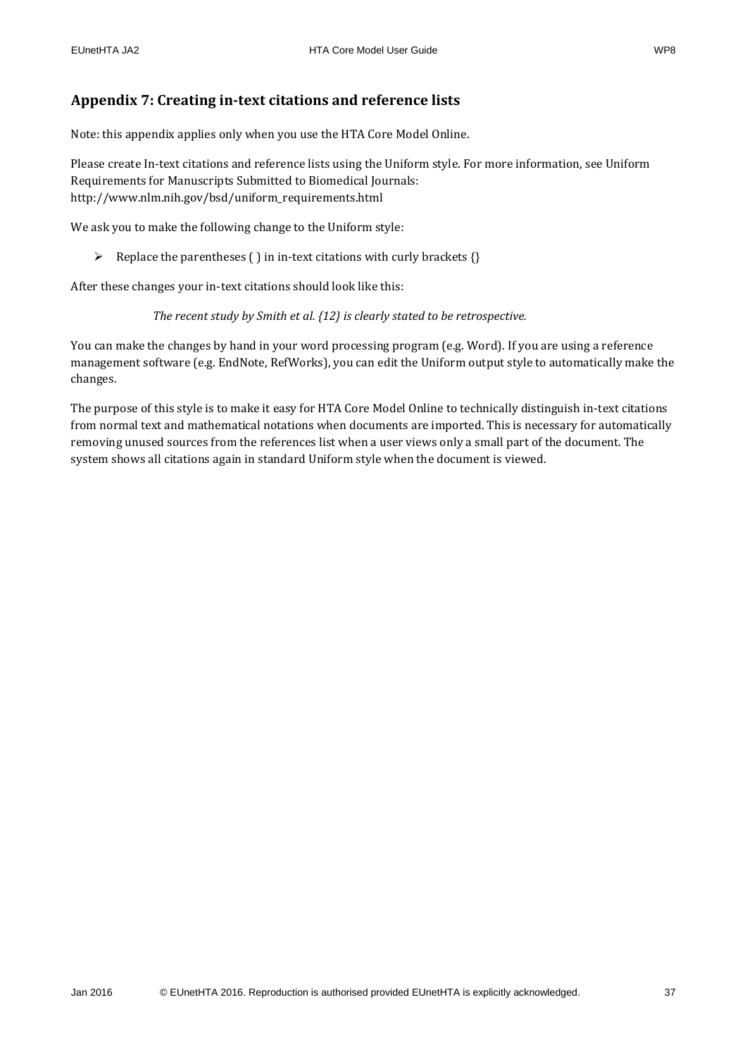## Appendix 7: Creating in-text citations and reference lists

Note: this appendix applies only when you use the HTA Core Model Online.

Please create In-text citations and reference lists using the Uniform style. For more information, see Uniform Requirements for Manuscripts Submitted to Biomedical Journals: http://www.nlm.nih.gov/bsd/uniform_requirements.html

We ask you to make the following change to the Uniform style:

- Replace the parentheses ( ) in in-text citations with curly brackets {}

After these changes your in-text citations should look like this:

*The recent study by Smith et al. {12} is clearly stated to be retrospective.*

You can make the changes by hand in your word processing program (e.g. Word). If you are using a reference management software (e.g. EndNote, RefWorks), you can edit the Uniform output style to automatically make the changes.

The purpose of this style is to make it easy for HTA Core Model Online to technically distinguish in-text citations from normal text and mathematical notations when documents are imported. This is necessary for automatically removing unused sources from the references list when a user views only a small part of the document. The system shows all citations again in standard Uniform style when the document is viewed.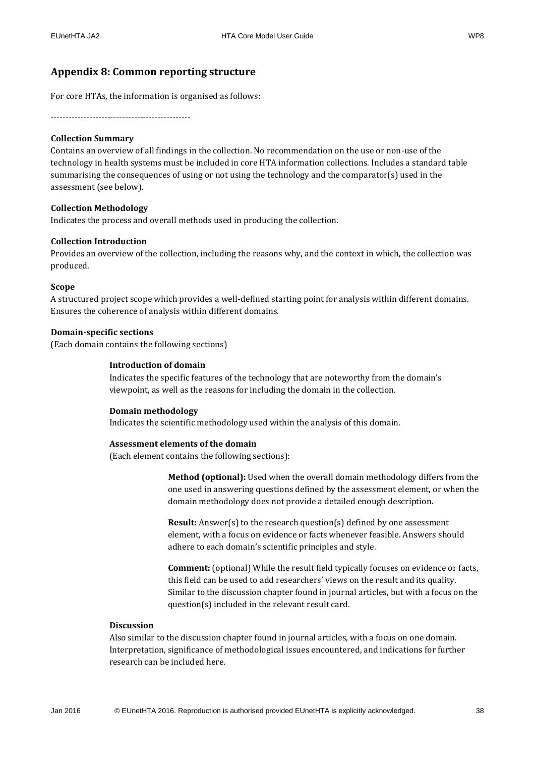## Appendix 8: Common reporting structure

For core HTAs, the information is organised as follows:

-----------------------------------------------

**Collection Summary**
Contains an overview of all findings in the collection. No recommendation on the use or non-use of the technology in health systems must be included in core HTA information collections. Includes a standard table summarising the consequences of using or not using the technology and the comparator(s) used in the assessment (see below).

**Collection Methodology**
Indicates the process and overall methods used in producing the collection.

**Collection Introduction**
Provides an overview of the collection, including the reasons why, and the context in which, the collection was produced.

**Scope**
A structured project scope which provides a well-defined starting point for analysis within different domains. Ensures the coherence of analysis within different domains.

**Domain-specific sections**
(Each domain contains the following sections)

> **Introduction of domain**
> Indicates the specific features of the technology that are noteworthy from the domain's viewpoint, as well as the reasons for including the domain in the collection.
>
> **Domain methodology**
> Indicates the scientific methodology used within the analysis of this domain.
>
> **Assessment elements of the domain**
> (Each element contains the following sections):
>
> > **Method (optional):** Used when the overall domain methodology differs from the one used in answering questions defined by the assessment element, or when the domain methodology does not provide a detailed enough description.
> >
> > **Result:** Answer(s) to the research question(s) defined by one assessment element, with a focus on evidence or facts whenever feasible. Answers should adhere to each domain's scientific principles and style.
> >
> > **Comment:** (optional) While the result field typically focuses on evidence or facts, this field can be used to add researchers' views on the result and its quality. Similar to the discussion chapter found in journal articles, but with a focus on the question(s) included in the relevant result card.
>
> **Discussion**
> Also similar to the discussion chapter found in journal articles, with a focus on one domain. Interpretation, significance of methodological issues encountered, and indications for further research can be included here.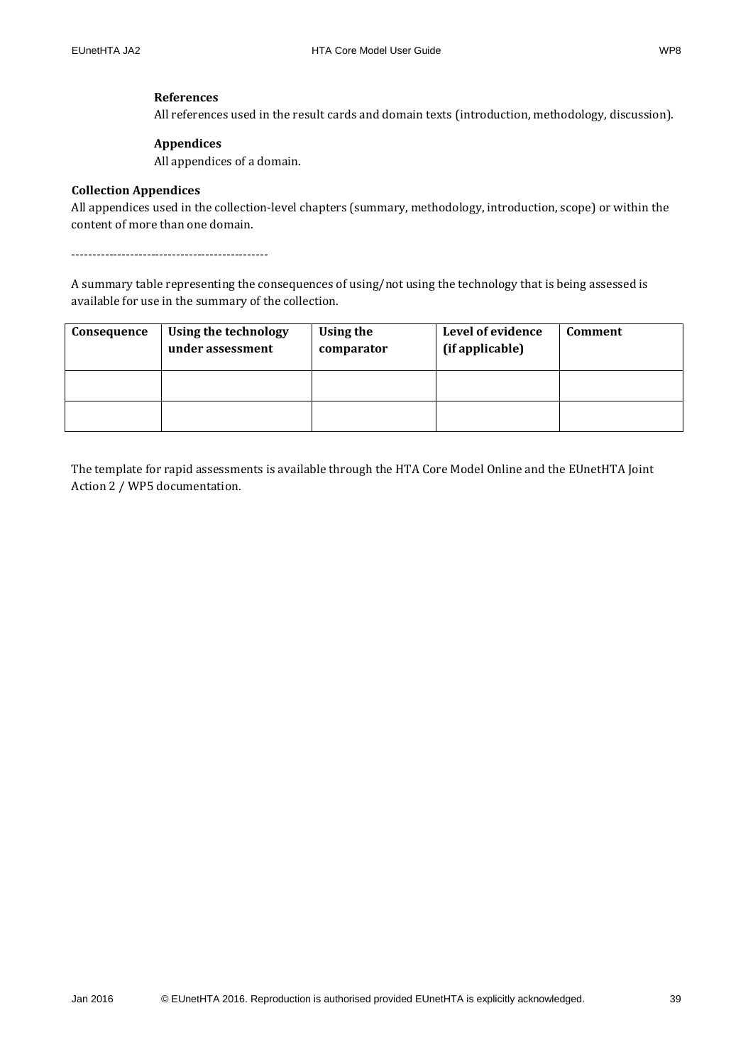**References**

All references used in the result cards and domain texts (introduction, methodology, discussion).

**Appendices**

All appendices of a domain.

**Collection Appendices**

All appendices used in the collection-level chapters (summary, methodology, introduction, scope) or within the content of more than one domain.

-----------------------------------------------

A summary table representing the consequences of using/not using the technology that is being assessed is available for use in the summary of the collection.

| Consequence | Using the technology under assessment | Using the comparator | Level of evidence (if applicable) | Comment |
|---|---|---|---|---|
| | | | | |
| | | | | |

The template for rapid assessments is available through the HTA Core Model Online and the EUnetHTA Joint Action 2 / WP5 documentation.